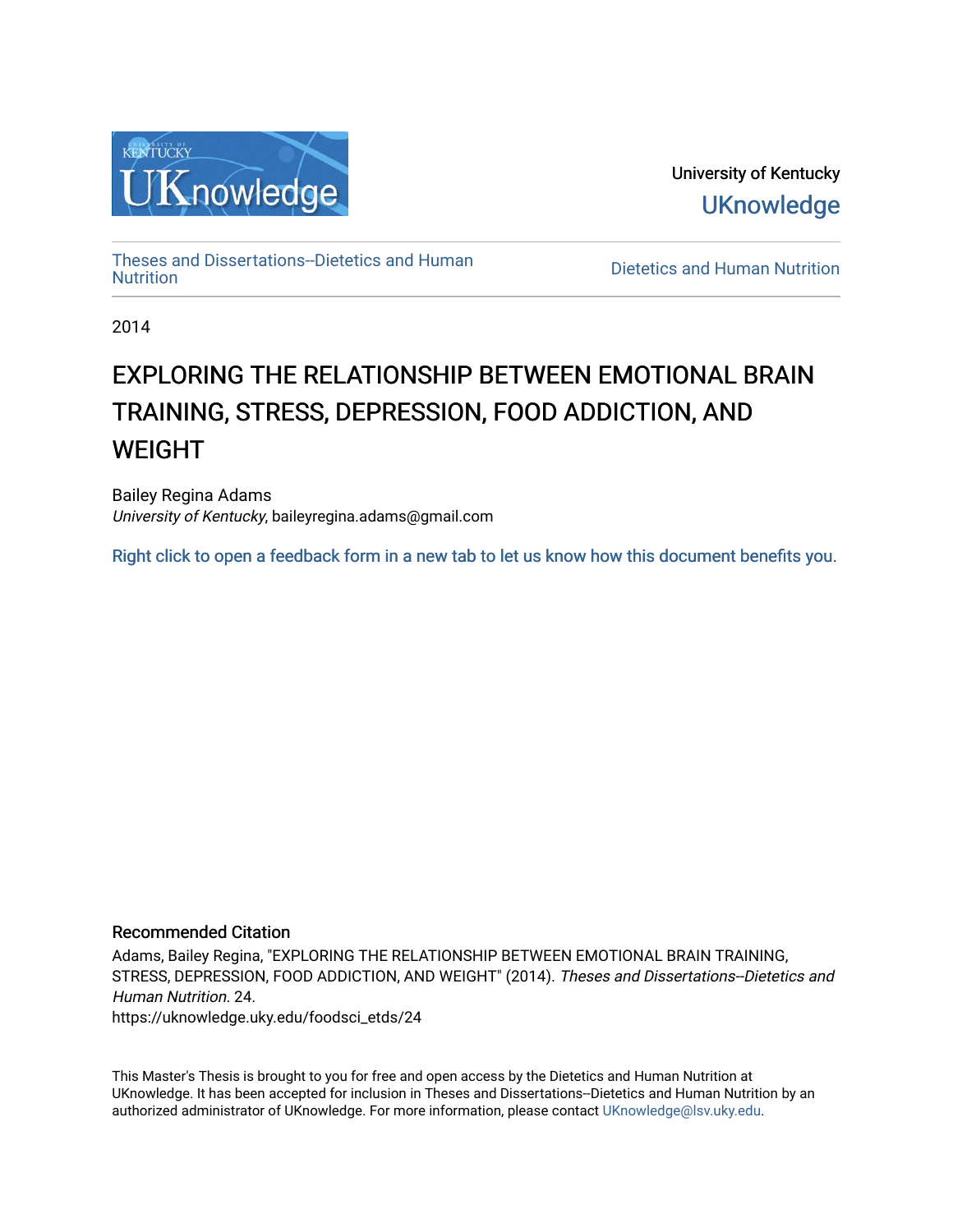University of Kentucky

UKnowledge

Theses and Dissertations--Dietetics and Human Nutrition

Dietetics and Human Nutrition

2014

# EXPLORING THE RELATIONSHIP BETWEEN EMOTIONAL BRAIN TRAINING, STRESS, DEPRESSION, FOOD ADDICTION, AND WEIGHT

Bailey Regina Adams
*University of Kentucky*, baileyregina.adams@gmail.com

Right click to open a feedback form in a new tab to let us know how this document benefits you.

## Recommended Citation

Adams, Bailey Regina, "EXPLORING THE RELATIONSHIP BETWEEN EMOTIONAL BRAIN TRAINING, STRESS, DEPRESSION, FOOD ADDICTION, AND WEIGHT" (2014). *Theses and Dissertations--Dietetics and Human Nutrition*. 24.
https://uknowledge.uky.edu/foodsci_etds/24

This Master's Thesis is brought to you for free and open access by the Dietetics and Human Nutrition at UKnowledge. It has been accepted for inclusion in Theses and Dissertations--Dietetics and Human Nutrition by an authorized administrator of UKnowledge. For more information, please contact UKnowledge@lsv.uky.edu.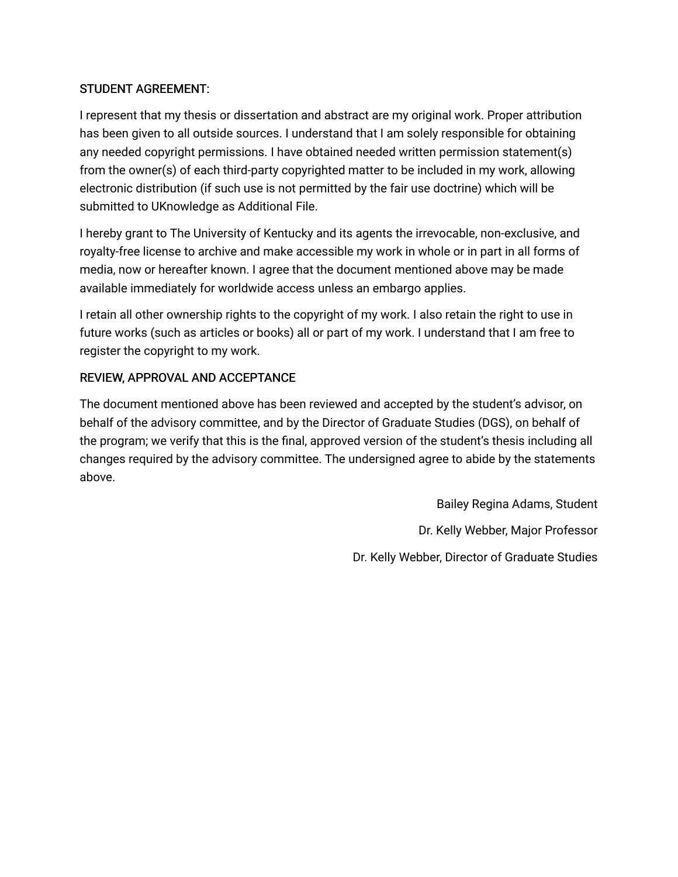STUDENT AGREEMENT:

I represent that my thesis or dissertation and abstract are my original work. Proper attribution has been given to all outside sources. I understand that I am solely responsible for obtaining any needed copyright permissions. I have obtained needed written permission statement(s) from the owner(s) of each third-party copyrighted matter to be included in my work, allowing electronic distribution (if such use is not permitted by the fair use doctrine) which will be submitted to UKnowledge as Additional File.

I hereby grant to The University of Kentucky and its agents the irrevocable, non-exclusive, and royalty-free license to archive and make accessible my work in whole or in part in all forms of media, now or hereafter known. I agree that the document mentioned above may be made available immediately for worldwide access unless an embargo applies.

I retain all other ownership rights to the copyright of my work. I also retain the right to use in future works (such as articles or books) all or part of my work. I understand that I am free to register the copyright to my work.

REVIEW, APPROVAL AND ACCEPTANCE

The document mentioned above has been reviewed and accepted by the student's advisor, on behalf of the advisory committee, and by the Director of Graduate Studies (DGS), on behalf of the program; we verify that this is the final, approved version of the student's thesis including all changes required by the advisory committee. The undersigned agree to abide by the statements above.

Bailey Regina Adams, Student

Dr. Kelly Webber, Major Professor

Dr. Kelly Webber, Director of Graduate Studies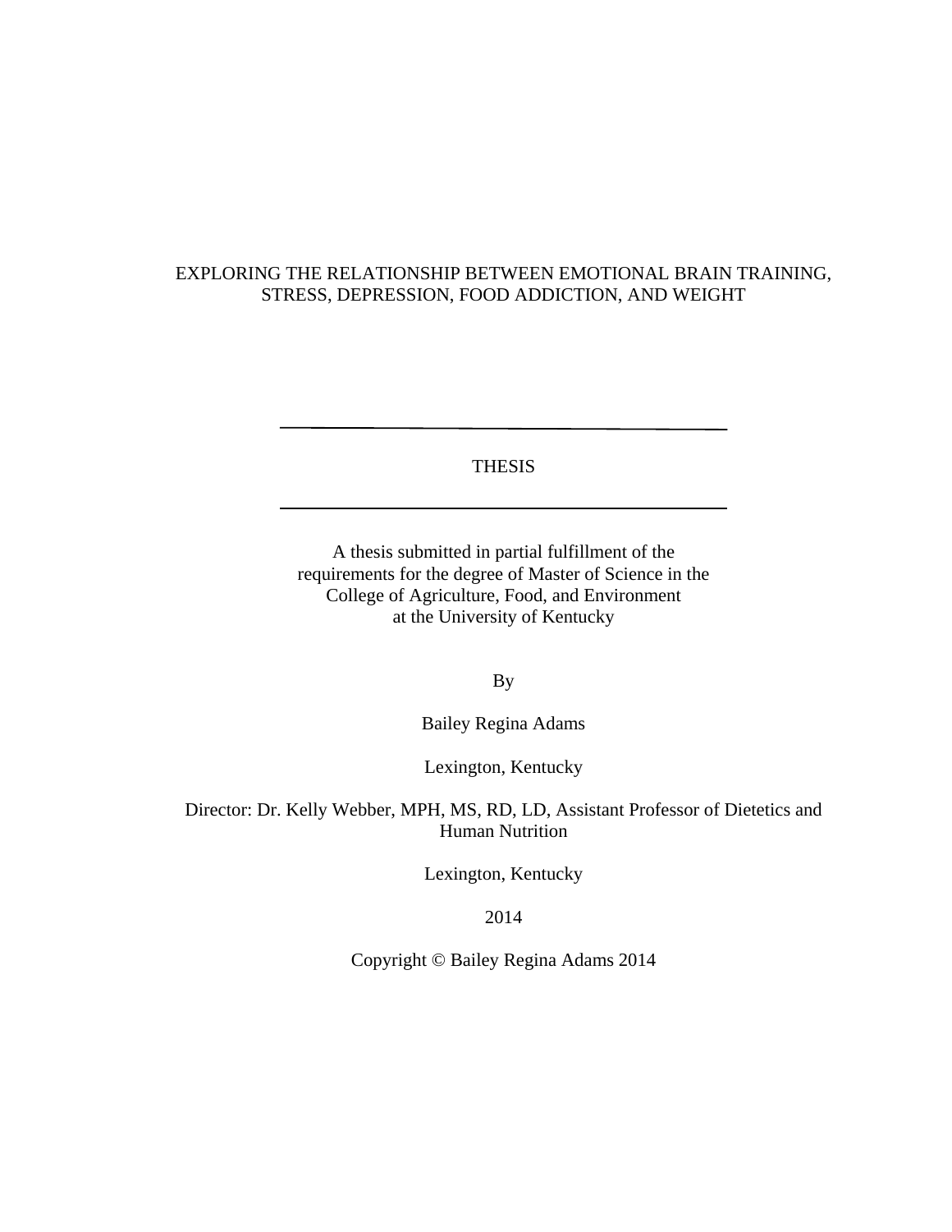# EXPLORING THE RELATIONSHIP BETWEEN EMOTIONAL BRAIN TRAINING, STRESS, DEPRESSION, FOOD ADDICTION, AND WEIGHT

---

THESIS

---

A thesis submitted in partial fulfillment of the
requirements for the degree of Master of Science in the
College of Agriculture, Food, and Environment
at the University of Kentucky

By

Bailey Regina Adams

Lexington, Kentucky

Director: Dr. Kelly Webber, MPH, MS, RD, LD, Assistant Professor of Dietetics and Human Nutrition

Lexington, Kentucky

2014

Copyright © Bailey Regina Adams 2014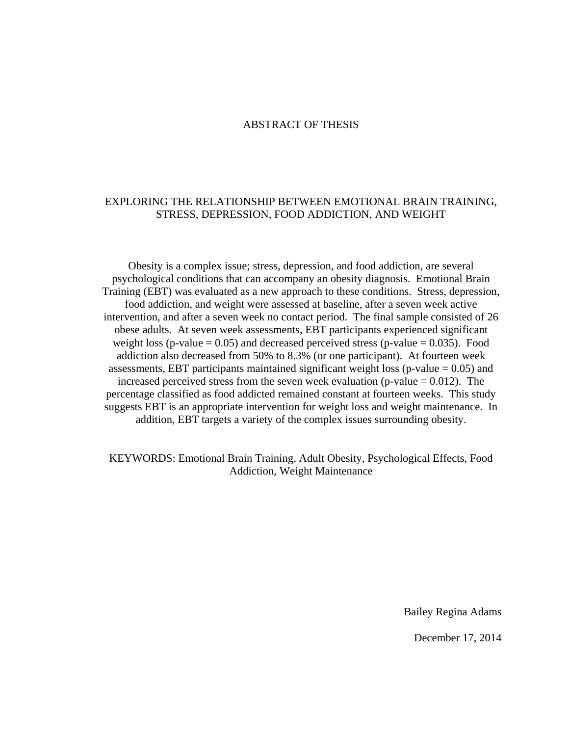# ABSTRACT OF THESIS

## EXPLORING THE RELATIONSHIP BETWEEN EMOTIONAL BRAIN TRAINING, STRESS, DEPRESSION, FOOD ADDICTION, AND WEIGHT

Obesity is a complex issue; stress, depression, and food addiction, are several psychological conditions that can accompany an obesity diagnosis. Emotional Brain Training (EBT) was evaluated as a new approach to these conditions. Stress, depression, food addiction, and weight were assessed at baseline, after a seven week active intervention, and after a seven week no contact period. The final sample consisted of 26 obese adults. At seven week assessments, EBT participants experienced significant weight loss (p-value = 0.05) and decreased perceived stress (p-value = 0.035). Food addiction also decreased from 50% to 8.3% (or one participant). At fourteen week assessments, EBT participants maintained significant weight loss (p-value = 0.05) and increased perceived stress from the seven week evaluation (p-value = 0.012). The percentage classified as food addicted remained constant at fourteen weeks. This study suggests EBT is an appropriate intervention for weight loss and weight maintenance. In addition, EBT targets a variety of the complex issues surrounding obesity.

KEYWORDS: Emotional Brain Training, Adult Obesity, Psychological Effects, Food Addiction, Weight Maintenance

Bailey Regina Adams

December 17, 2014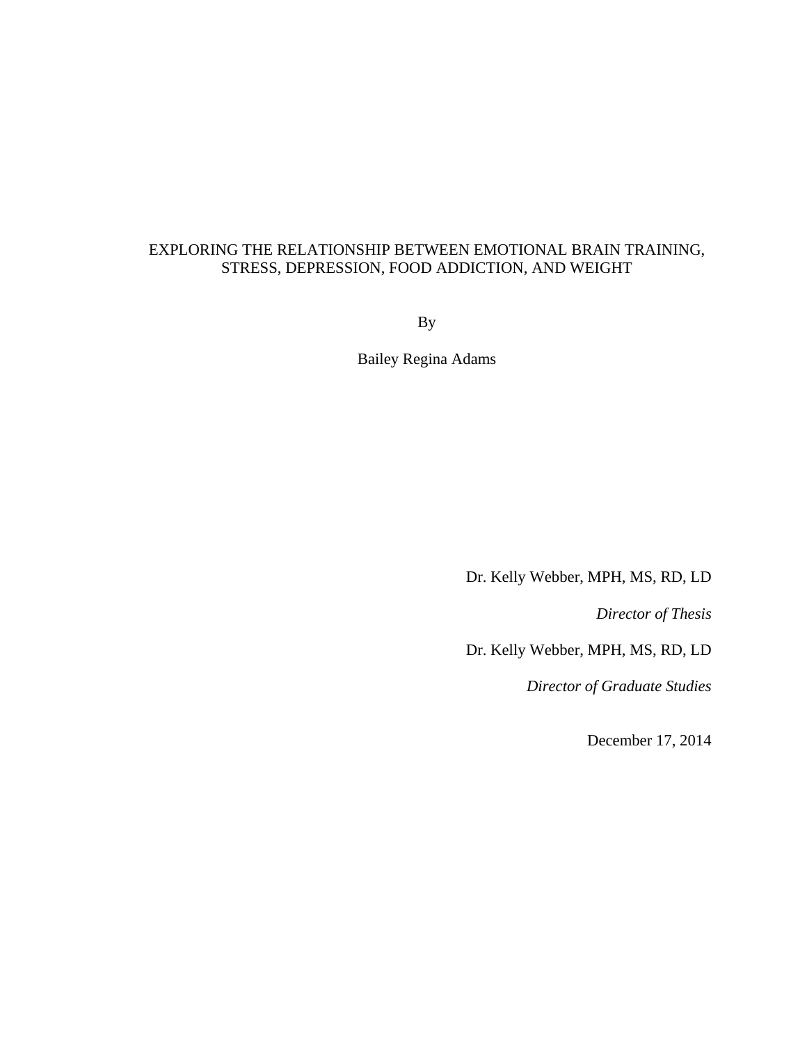# EXPLORING THE RELATIONSHIP BETWEEN EMOTIONAL BRAIN TRAINING, STRESS, DEPRESSION, FOOD ADDICTION, AND WEIGHT

By

Bailey Regina Adams

Dr. Kelly Webber, MPH, MS, RD, LD

*Director of Thesis*

Dr. Kelly Webber, MPH, MS, RD, LD

*Director of Graduate Studies*

December 17, 2014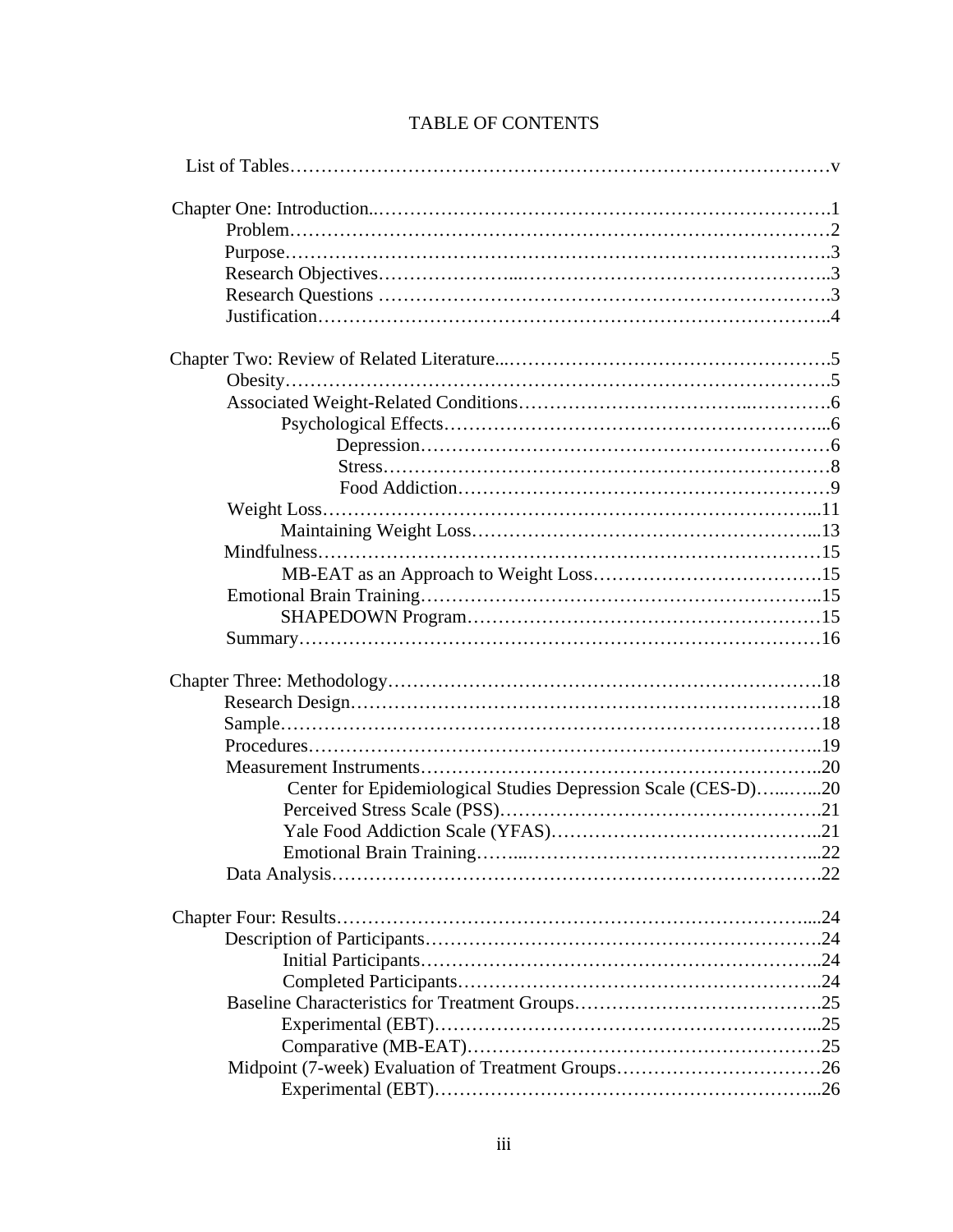# TABLE OF CONTENTS

List of Tables…………………………………………………………………………v

Chapter One: Introduction..……………………………………………………………….1
- Problem……………………………………………………………………………2
- Purpose…………………………………………………………………………….3
- Research Objectives…………………...…………………………………………..3
- Research Questions ……………………………………………………………….3
- Justification………………………………………………………………………..4

Chapter Two: Review of Related Literature...…………………………………………….5
- Obesity…………………………………………………………………………….5
- Associated Weight-Related Conditions…………………………………………….6
  - Psychological Effects……………………………………………………...6
    - Depression…………………………………………………………6
    - Stress………………………………………………………………8
    - Food Addiction……………………………………………………9
- Weight Loss……………………………………………………………………...11
  - Maintaining Weight Loss………………………………………………...13
- Mindfulness………………………………………………………………………15
  - MB-EAT as an Approach to Weight Loss……………………………….15
- Emotional Brain Training………………………………………………………..15
  - SHAPEDOWN Program…………………………………………………15
- Summary…………………………………………………………………………16

Chapter Three: Methodology…………………………………………………………….18
- Research Design…………………………………………………………………18
- Sample……………………………………………………………………………18
- Procedures………………………………………………………………………..19
- Measurement Instruments………………………………………………………..20
  - Center for Epidemiological Studies Depression Scale (CES-D)…...…...20
  - Perceived Stress Scale (PSS)……………………………………………21
  - Yale Food Addiction Scale (YFAS)……………………………………..21
  - Emotional Brain Training……...………………………………………...22
- Data Analysis…………………………………………………………………….22

Chapter Four: Results……………………………………………………………………...24
- Description of Participants……………………………………………………….24
  - Initial Participants………………………………………………………..24
  - Completed Participants…………………………………………………..24
- Baseline Characteristics for Treatment Groups………………………………….25
  - Experimental (EBT)……………………………………………………...25
  - Comparative (MB-EAT)…………………………………………………25
- Midpoint (7-week) Evaluation of Treatment Groups…………………………….26
  - Experimental (EBT)……………………………………………………...26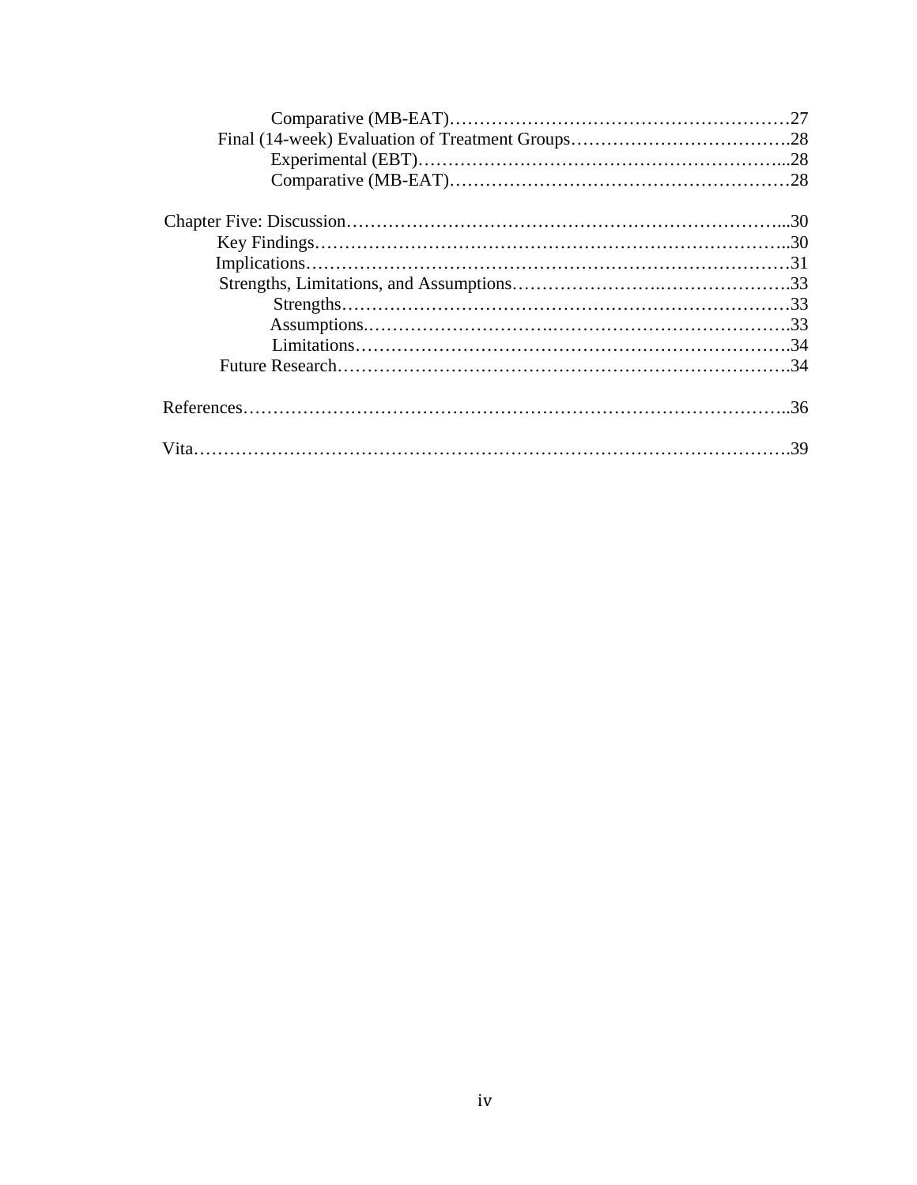Comparative (MB-EAT)……………………………………………………27
Final (14-week) Evaluation of Treatment Groups……………………………….28
Experimental (EBT)……………………………………………………...28
Comparative (MB-EAT)……………………………………………………28

Chapter Five: Discussion……………………………………………………………...30
Key Findings…………………………………………………………………..30
Implications……………………………………………………………………31
Strengths, Limitations, and Assumptions……………………..………………….33
Strengths………………………………………………………………….33
Assumptions.……………………….………………………………….33
Limitations………………………………………………………………34
Future Research……………………………………………………………….34

References……………………………………………………………………………..36

Vita…………………………………………………………………………………….39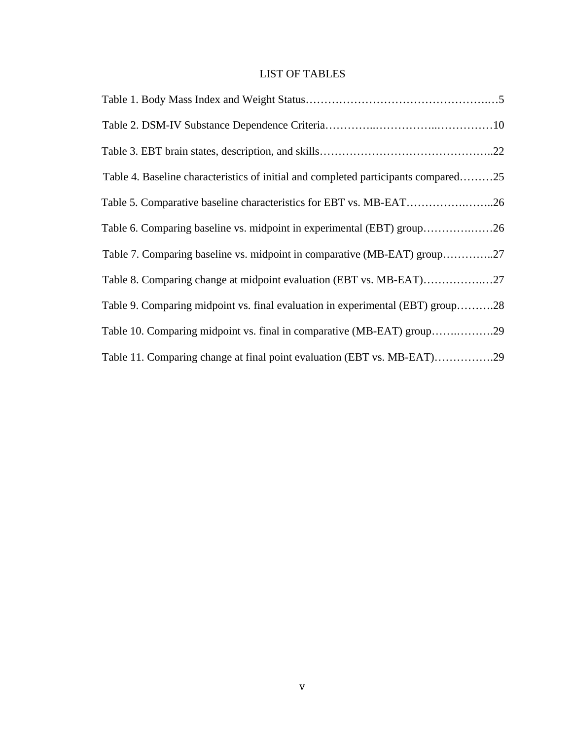# LIST OF TABLES

Table 1. Body Mass Index and Weight Status……………………………………………..…5

Table 2. DSM-IV Substance Dependence Criteria…………..……………..……………10

Table 3. EBT brain states, description, and skills………………………………………..22

Table 4. Baseline characteristics of initial and completed participants compared………25

Table 5. Comparative baseline characteristics for EBT vs. MB-EAT…………….……..26

Table 6. Comparing baseline vs. midpoint in experimental (EBT) group…………….……26

Table 7. Comparing baseline vs. midpoint in comparative (MB-EAT) group…………..27

Table 8. Comparing change at midpoint evaluation (EBT vs. MB-EAT)……………..…27

Table 9. Comparing midpoint vs. final evaluation in experimental (EBT) group……….28

Table 10. Comparing midpoint vs. final in comparative (MB-EAT) group…….……….29

Table 11. Comparing change at final point evaluation (EBT vs. MB-EAT)…………….29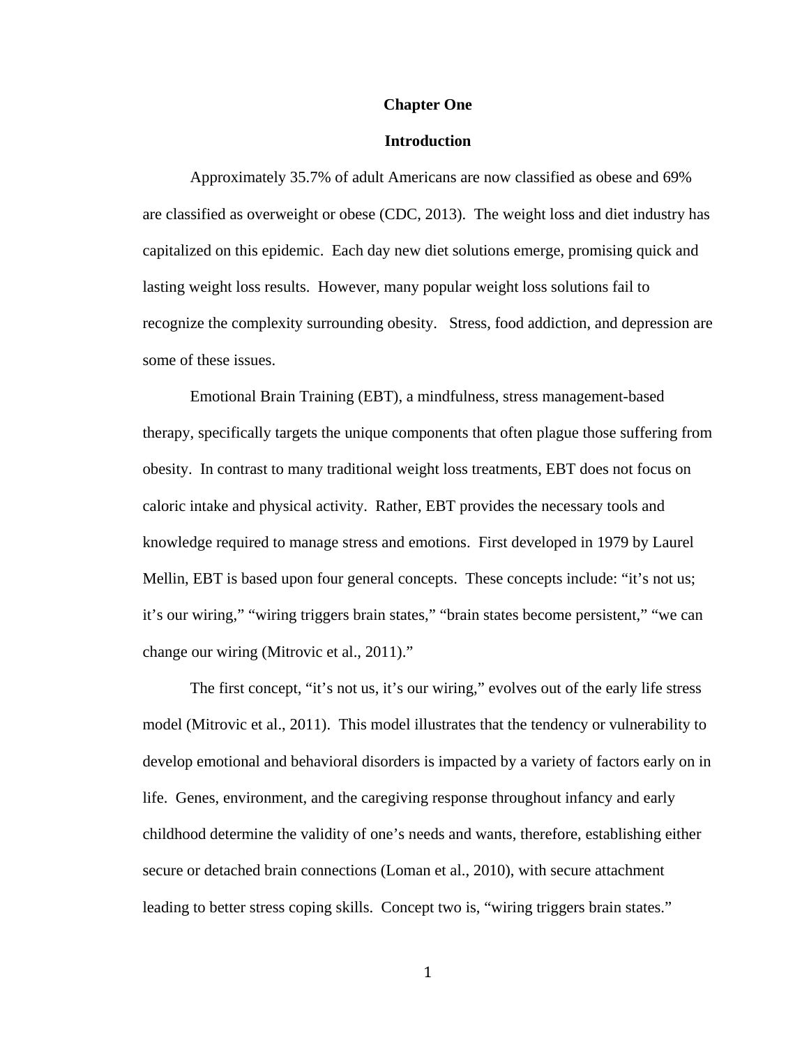# Chapter One

## Introduction

Approximately 35.7% of adult Americans are now classified as obese and 69% are classified as overweight or obese (CDC, 2013). The weight loss and diet industry has capitalized on this epidemic. Each day new diet solutions emerge, promising quick and lasting weight loss results. However, many popular weight loss solutions fail to recognize the complexity surrounding obesity. Stress, food addiction, and depression are some of these issues.

Emotional Brain Training (EBT), a mindfulness, stress management-based therapy, specifically targets the unique components that often plague those suffering from obesity. In contrast to many traditional weight loss treatments, EBT does not focus on caloric intake and physical activity. Rather, EBT provides the necessary tools and knowledge required to manage stress and emotions. First developed in 1979 by Laurel Mellin, EBT is based upon four general concepts. These concepts include: "it's not us; it's our wiring," "wiring triggers brain states," "brain states become persistent," "we can change our wiring (Mitrovic et al., 2011)."

The first concept, "it's not us, it's our wiring," evolves out of the early life stress model (Mitrovic et al., 2011). This model illustrates that the tendency or vulnerability to develop emotional and behavioral disorders is impacted by a variety of factors early on in life. Genes, environment, and the caregiving response throughout infancy and early childhood determine the validity of one's needs and wants, therefore, establishing either secure or detached brain connections (Loman et al., 2010), with secure attachment leading to better stress coping skills. Concept two is, "wiring triggers brain states."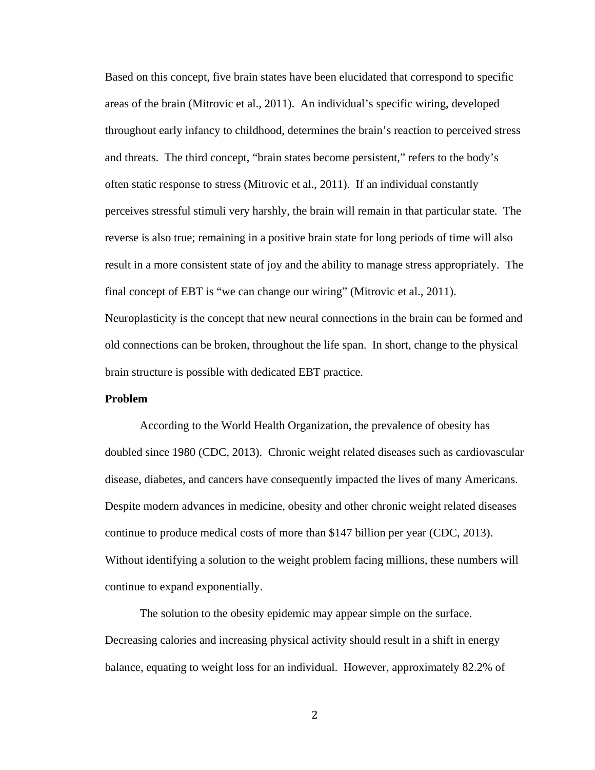Based on this concept, five brain states have been elucidated that correspond to specific areas of the brain (Mitrovic et al., 2011). An individual's specific wiring, developed throughout early infancy to childhood, determines the brain's reaction to perceived stress and threats. The third concept, "brain states become persistent," refers to the body's often static response to stress (Mitrovic et al., 2011). If an individual constantly perceives stressful stimuli very harshly, the brain will remain in that particular state. The reverse is also true; remaining in a positive brain state for long periods of time will also result in a more consistent state of joy and the ability to manage stress appropriately. The final concept of EBT is "we can change our wiring" (Mitrovic et al., 2011). Neuroplasticity is the concept that new neural connections in the brain can be formed and old connections can be broken, throughout the life span. In short, change to the physical brain structure is possible with dedicated EBT practice.

**Problem**

According to the World Health Organization, the prevalence of obesity has doubled since 1980 (CDC, 2013). Chronic weight related diseases such as cardiovascular disease, diabetes, and cancers have consequently impacted the lives of many Americans. Despite modern advances in medicine, obesity and other chronic weight related diseases continue to produce medical costs of more than $147 billion per year (CDC, 2013). Without identifying a solution to the weight problem facing millions, these numbers will continue to expand exponentially.

The solution to the obesity epidemic may appear simple on the surface. Decreasing calories and increasing physical activity should result in a shift in energy balance, equating to weight loss for an individual. However, approximately 82.2% of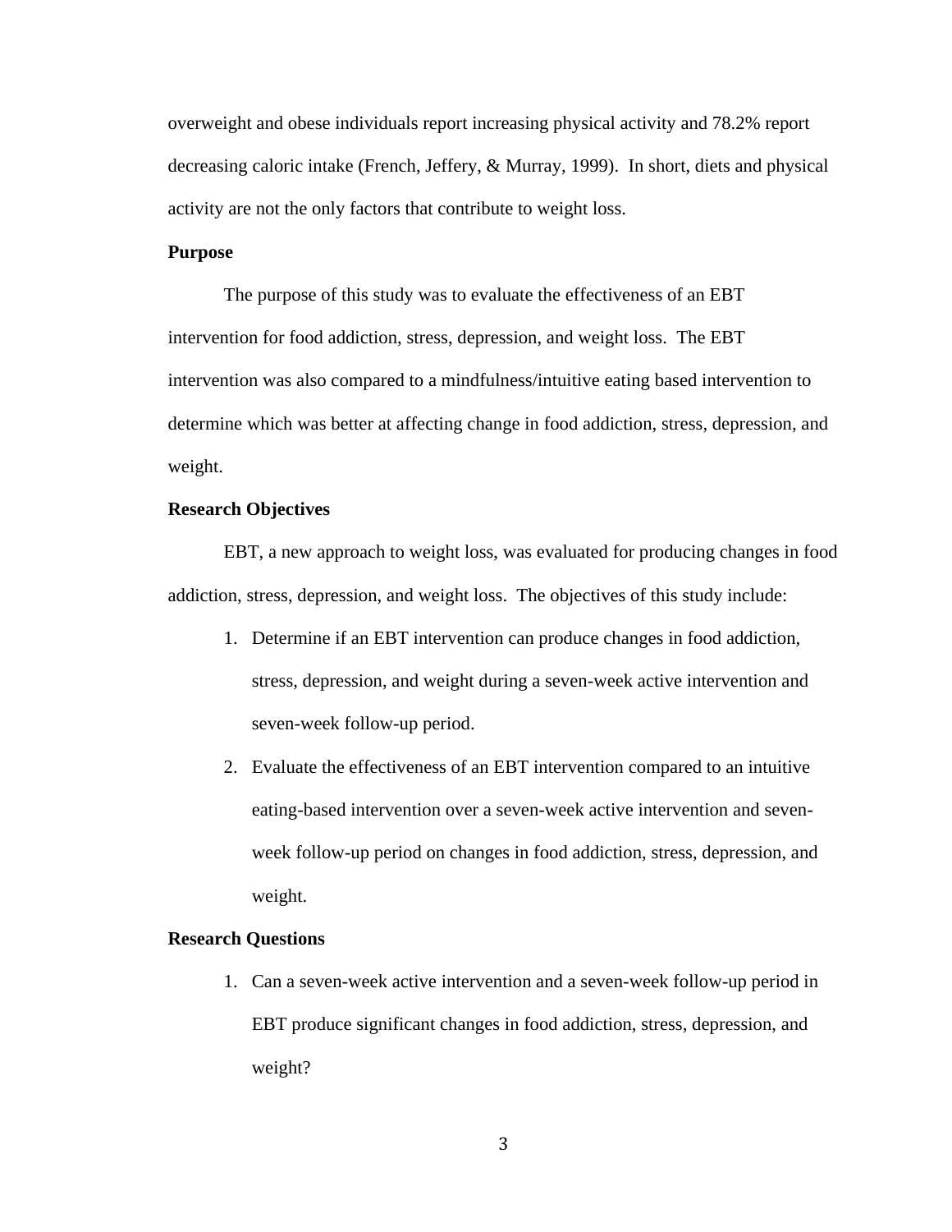overweight and obese individuals report increasing physical activity and 78.2% report decreasing caloric intake (French, Jeffery, & Murray, 1999). In short, diets and physical activity are not the only factors that contribute to weight loss.

**Purpose**

The purpose of this study was to evaluate the effectiveness of an EBT intervention for food addiction, stress, depression, and weight loss. The EBT intervention was also compared to a mindfulness/intuitive eating based intervention to determine which was better at affecting change in food addiction, stress, depression, and weight.

**Research Objectives**

EBT, a new approach to weight loss, was evaluated for producing changes in food addiction, stress, depression, and weight loss. The objectives of this study include:

1. Determine if an EBT intervention can produce changes in food addiction, stress, depression, and weight during a seven-week active intervention and seven-week follow-up period.
2. Evaluate the effectiveness of an EBT intervention compared to an intuitive eating-based intervention over a seven-week active intervention and seven-week follow-up period on changes in food addiction, stress, depression, and weight.

**Research Questions**

1. Can a seven-week active intervention and a seven-week follow-up period in EBT produce significant changes in food addiction, stress, depression, and weight?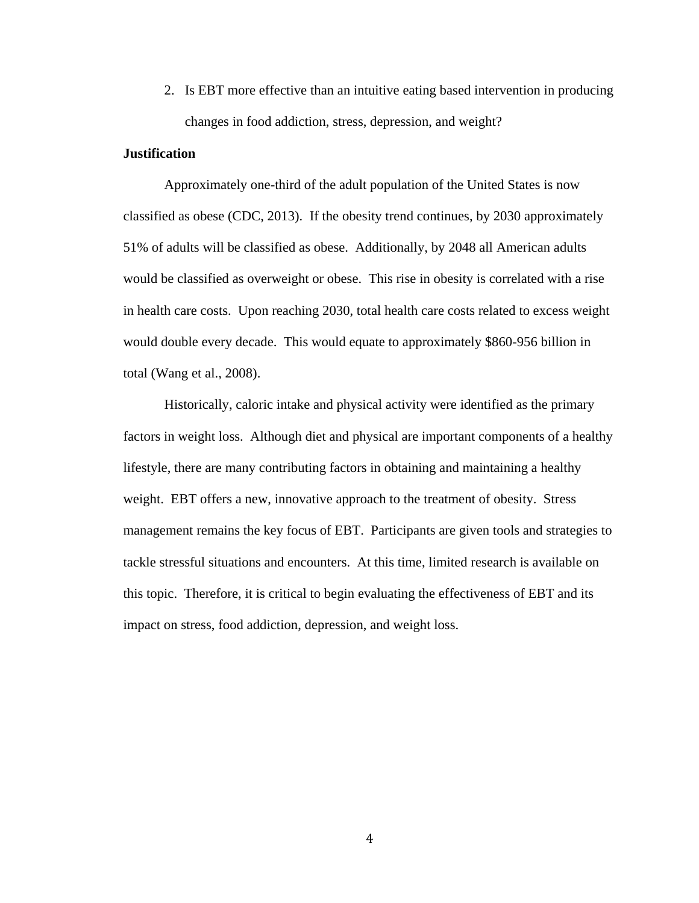2. Is EBT more effective than an intuitive eating based intervention in producing changes in food addiction, stress, depression, and weight?

**Justification**

Approximately one-third of the adult population of the United States is now classified as obese (CDC, 2013). If the obesity trend continues, by 2030 approximately 51% of adults will be classified as obese. Additionally, by 2048 all American adults would be classified as overweight or obese. This rise in obesity is correlated with a rise in health care costs. Upon reaching 2030, total health care costs related to excess weight would double every decade. This would equate to approximately $860-956 billion in total (Wang et al., 2008).

Historically, caloric intake and physical activity were identified as the primary factors in weight loss. Although diet and physical are important components of a healthy lifestyle, there are many contributing factors in obtaining and maintaining a healthy weight. EBT offers a new, innovative approach to the treatment of obesity. Stress management remains the key focus of EBT. Participants are given tools and strategies to tackle stressful situations and encounters. At this time, limited research is available on this topic. Therefore, it is critical to begin evaluating the effectiveness of EBT and its impact on stress, food addiction, depression, and weight loss.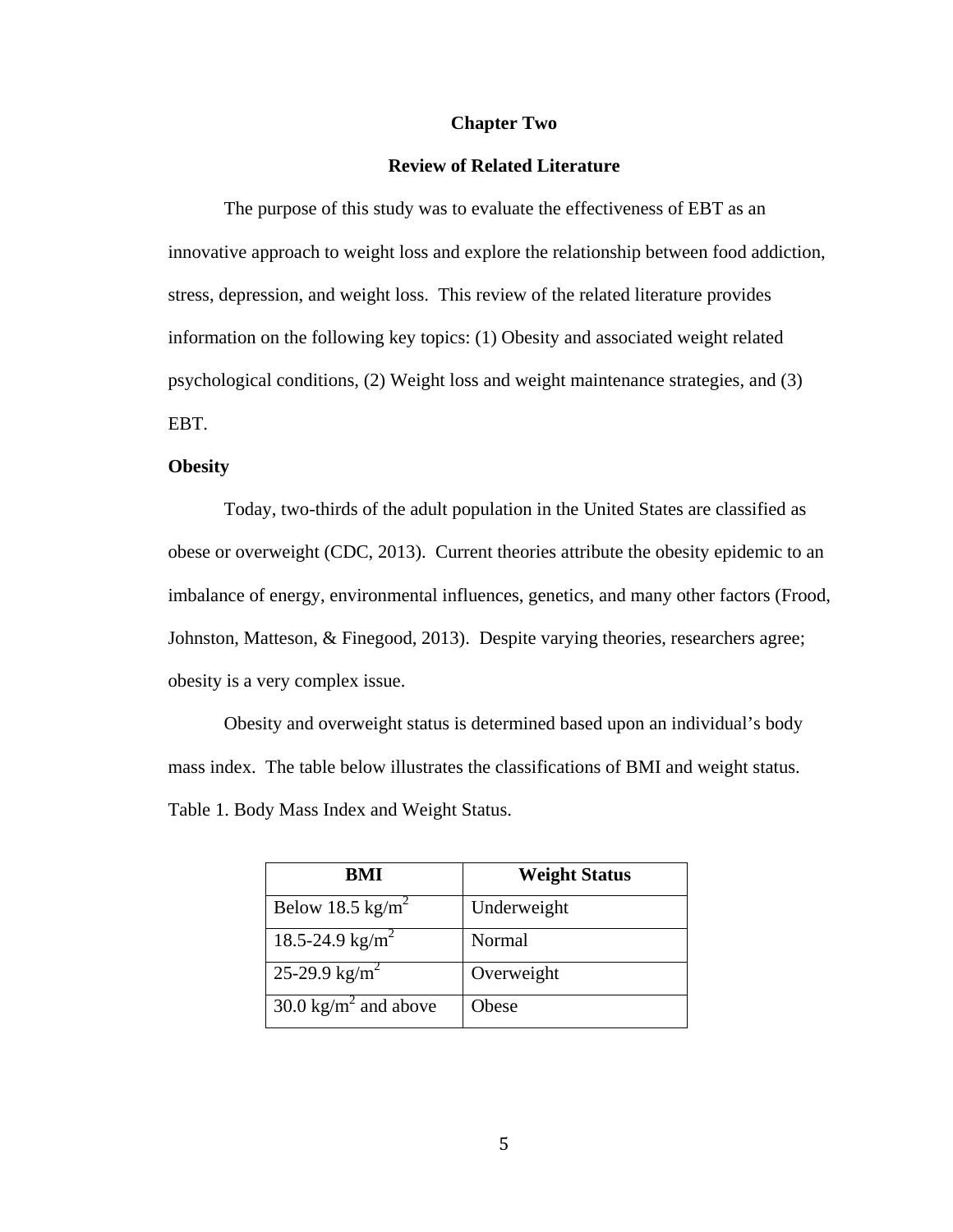# Chapter Two

## Review of Related Literature

The purpose of this study was to evaluate the effectiveness of EBT as an innovative approach to weight loss and explore the relationship between food addiction, stress, depression, and weight loss. This review of the related literature provides information on the following key topics: (1) Obesity and associated weight related psychological conditions, (2) Weight loss and weight maintenance strategies, and (3) EBT.

### Obesity

Today, two-thirds of the adult population in the United States are classified as obese or overweight (CDC, 2013). Current theories attribute the obesity epidemic to an imbalance of energy, environmental influences, genetics, and many other factors (Frood, Johnston, Matteson, & Finegood, 2013). Despite varying theories, researchers agree; obesity is a very complex issue.

Obesity and overweight status is determined based upon an individual's body mass index. The table below illustrates the classifications of BMI and weight status.

Table 1. Body Mass Index and Weight Status.

| BMI | Weight Status |
|---|---|
| Below 18.5 $kg/m^2$ | Underweight |
| 18.5-24.9 $kg/m^2$ | Normal |
| 25-29.9 $kg/m^2$ | Overweight |
| 30.0 $kg/m^2$ and above | Obese |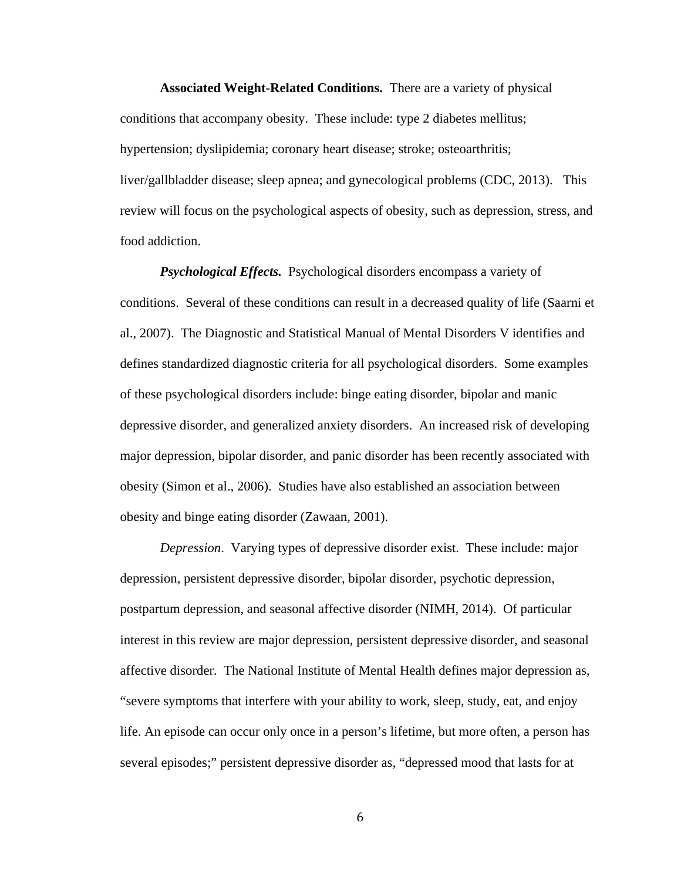**Associated Weight-Related Conditions.** There are a variety of physical conditions that accompany obesity. These include: type 2 diabetes mellitus; hypertension; dyslipidemia; coronary heart disease; stroke; osteoarthritis; liver/gallbladder disease; sleep apnea; and gynecological problems (CDC, 2013). This review will focus on the psychological aspects of obesity, such as depression, stress, and food addiction.

***Psychological Effects.*** Psychological disorders encompass a variety of conditions. Several of these conditions can result in a decreased quality of life (Saarni et al., 2007). The Diagnostic and Statistical Manual of Mental Disorders V identifies and defines standardized diagnostic criteria for all psychological disorders. Some examples of these psychological disorders include: binge eating disorder, bipolar and manic depressive disorder, and generalized anxiety disorders. An increased risk of developing major depression, bipolar disorder, and panic disorder has been recently associated with obesity (Simon et al., 2006). Studies have also established an association between obesity and binge eating disorder (Zawaan, 2001).

*Depression*. Varying types of depressive disorder exist. These include: major depression, persistent depressive disorder, bipolar disorder, psychotic depression, postpartum depression, and seasonal affective disorder (NIMH, 2014). Of particular interest in this review are major depression, persistent depressive disorder, and seasonal affective disorder. The National Institute of Mental Health defines major depression as, "severe symptoms that interfere with your ability to work, sleep, study, eat, and enjoy life. An episode can occur only once in a person's lifetime, but more often, a person has several episodes;" persistent depressive disorder as, "depressed mood that lasts for at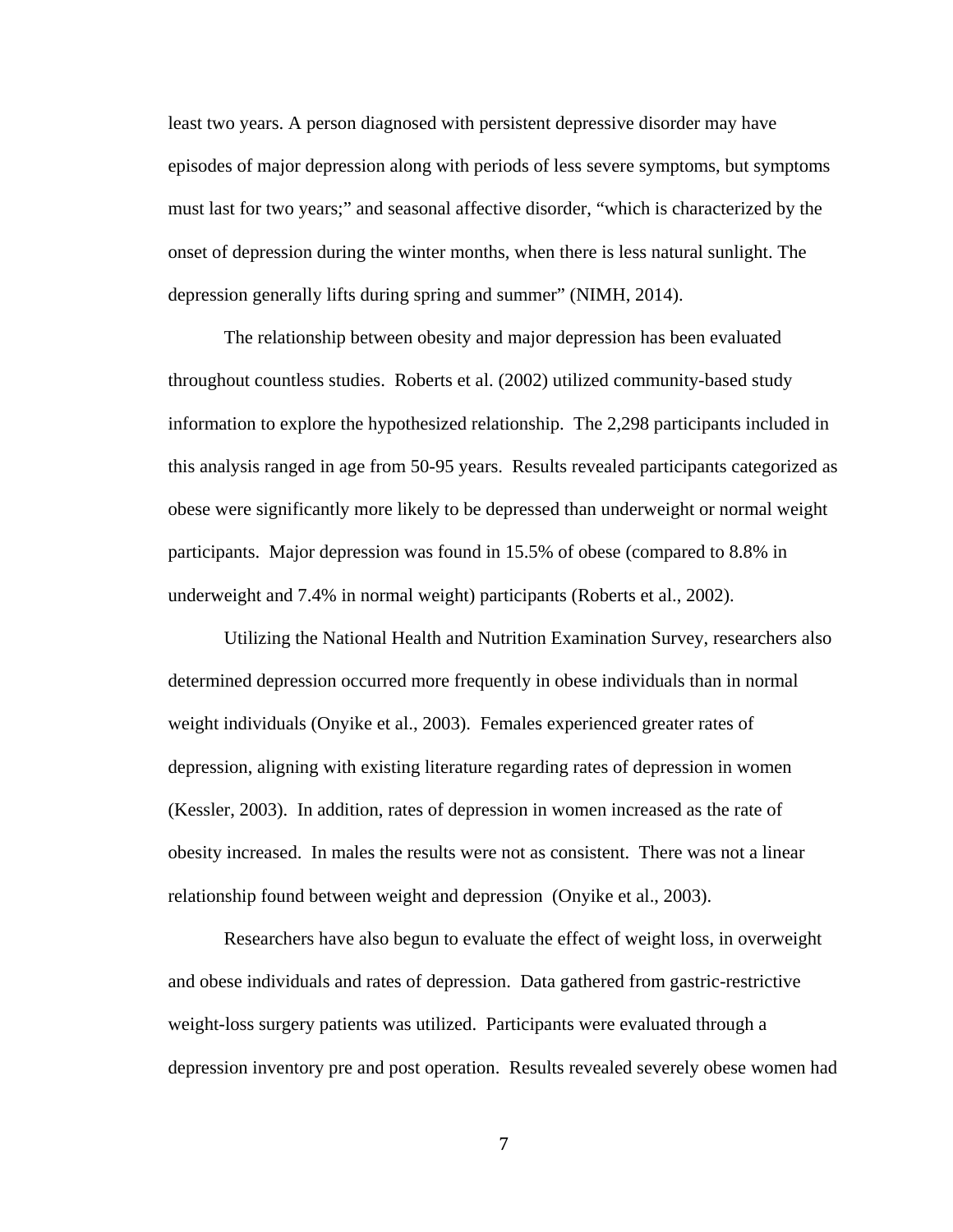least two years. A person diagnosed with persistent depressive disorder may have episodes of major depression along with periods of less severe symptoms, but symptoms must last for two years;" and seasonal affective disorder, "which is characterized by the onset of depression during the winter months, when there is less natural sunlight. The depression generally lifts during spring and summer" (NIMH, 2014).

The relationship between obesity and major depression has been evaluated throughout countless studies. Roberts et al. (2002) utilized community-based study information to explore the hypothesized relationship. The 2,298 participants included in this analysis ranged in age from 50-95 years. Results revealed participants categorized as obese were significantly more likely to be depressed than underweight or normal weight participants. Major depression was found in 15.5% of obese (compared to 8.8% in underweight and 7.4% in normal weight) participants (Roberts et al., 2002).

Utilizing the National Health and Nutrition Examination Survey, researchers also determined depression occurred more frequently in obese individuals than in normal weight individuals (Onyike et al., 2003). Females experienced greater rates of depression, aligning with existing literature regarding rates of depression in women (Kessler, 2003). In addition, rates of depression in women increased as the rate of obesity increased. In males the results were not as consistent. There was not a linear relationship found between weight and depression (Onyike et al., 2003).

Researchers have also begun to evaluate the effect of weight loss, in overweight and obese individuals and rates of depression. Data gathered from gastric-restrictive weight-loss surgery patients was utilized. Participants were evaluated through a depression inventory pre and post operation. Results revealed severely obese women had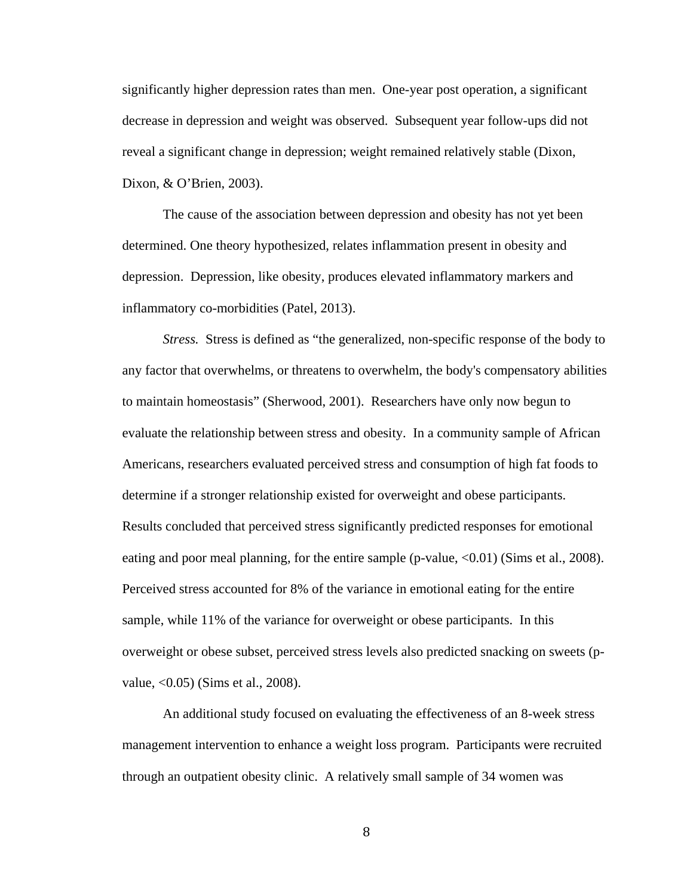significantly higher depression rates than men. One-year post operation, a significant decrease in depression and weight was observed. Subsequent year follow-ups did not reveal a significant change in depression; weight remained relatively stable (Dixon, Dixon, & O'Brien, 2003).

The cause of the association between depression and obesity has not yet been determined. One theory hypothesized, relates inflammation present in obesity and depression. Depression, like obesity, produces elevated inflammatory markers and inflammatory co-morbidities (Patel, 2013).

*Stress.* Stress is defined as "the generalized, non-specific response of the body to any factor that overwhelms, or threatens to overwhelm, the body's compensatory abilities to maintain homeostasis" (Sherwood, 2001). Researchers have only now begun to evaluate the relationship between stress and obesity. In a community sample of African Americans, researchers evaluated perceived stress and consumption of high fat foods to determine if a stronger relationship existed for overweight and obese participants. Results concluded that perceived stress significantly predicted responses for emotional eating and poor meal planning, for the entire sample (p-value, $<0.01$) (Sims et al., 2008). Perceived stress accounted for 8% of the variance in emotional eating for the entire sample, while 11% of the variance for overweight or obese participants. In this overweight or obese subset, perceived stress levels also predicted snacking on sweets (p-value, $<0.05$) (Sims et al., 2008).

An additional study focused on evaluating the effectiveness of an 8-week stress management intervention to enhance a weight loss program. Participants were recruited through an outpatient obesity clinic. A relatively small sample of 34 women was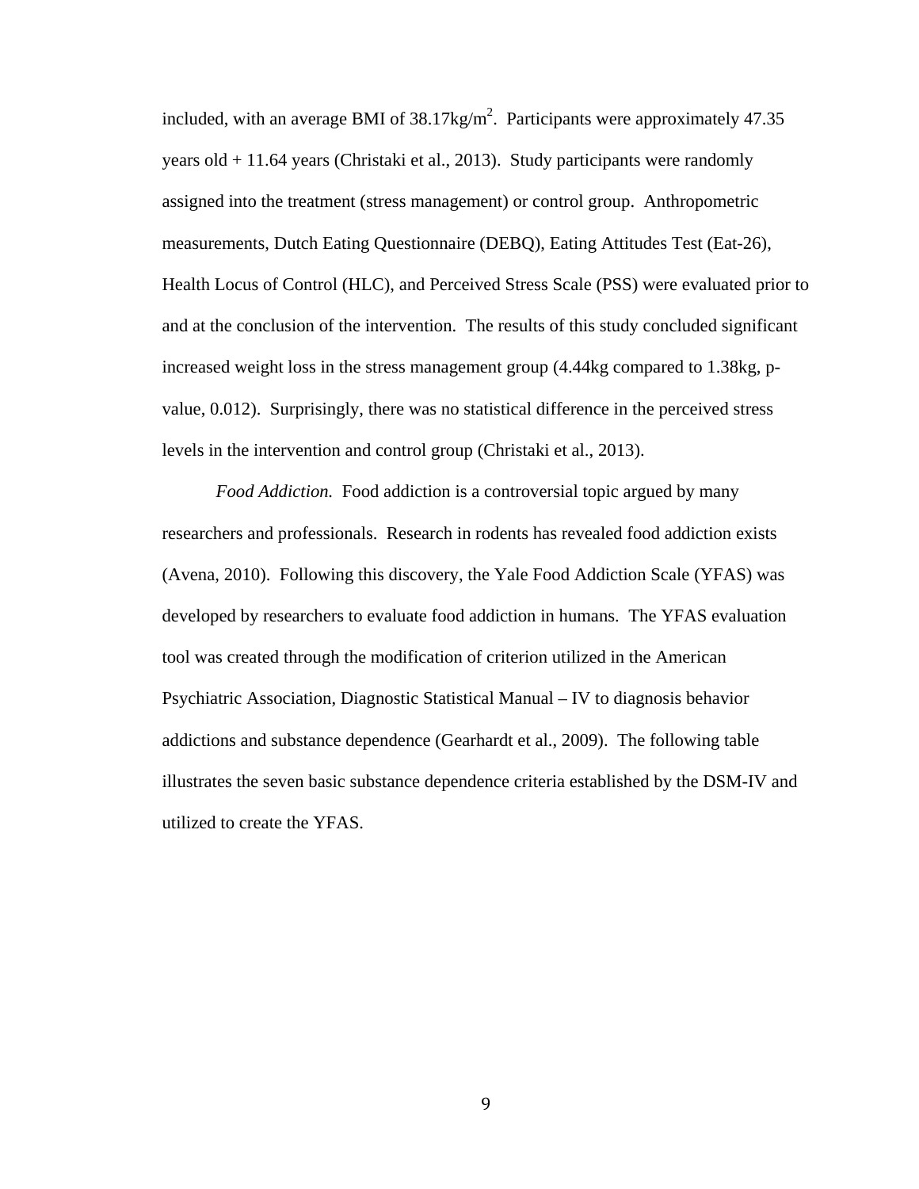included, with an average BMI of 38.17kg/$m^2$. Participants were approximately 47.35 years old + 11.64 years (Christaki et al., 2013). Study participants were randomly assigned into the treatment (stress management) or control group. Anthropometric measurements, Dutch Eating Questionnaire (DEBQ), Eating Attitudes Test (Eat-26), Health Locus of Control (HLC), and Perceived Stress Scale (PSS) were evaluated prior to and at the conclusion of the intervention. The results of this study concluded significant increased weight loss in the stress management group (4.44kg compared to 1.38kg, p-value, 0.012). Surprisingly, there was no statistical difference in the perceived stress levels in the intervention and control group (Christaki et al., 2013).

*Food Addiction.* Food addiction is a controversial topic argued by many researchers and professionals. Research in rodents has revealed food addiction exists (Avena, 2010). Following this discovery, the Yale Food Addiction Scale (YFAS) was developed by researchers to evaluate food addiction in humans. The YFAS evaluation tool was created through the modification of criterion utilized in the American Psychiatric Association, Diagnostic Statistical Manual – IV to diagnosis behavior addictions and substance dependence (Gearhardt et al., 2009). The following table illustrates the seven basic substance dependence criteria established by the DSM-IV and utilized to create the YFAS.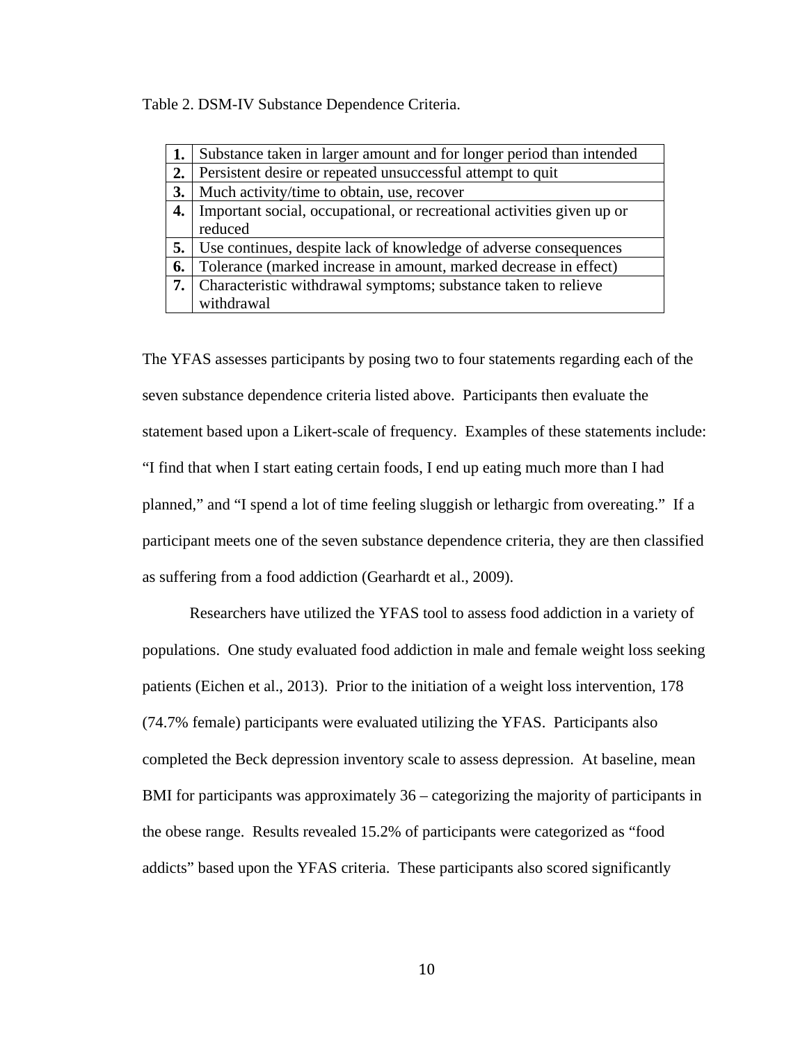Table 2. DSM-IV Substance Dependence Criteria.

| | |
|---|---|
| **1.** | Substance taken in larger amount and for longer period than intended |
| **2.** | Persistent desire or repeated unsuccessful attempt to quit |
| **3.** | Much activity/time to obtain, use, recover |
| **4.** | Important social, occupational, or recreational activities given up or reduced |
| **5.** | Use continues, despite lack of knowledge of adverse consequences |
| **6.** | Tolerance (marked increase in amount, marked decrease in effect) |
| **7.** | Characteristic withdrawal symptoms; substance taken to relieve withdrawal |

The YFAS assesses participants by posing two to four statements regarding each of the seven substance dependence criteria listed above. Participants then evaluate the statement based upon a Likert-scale of frequency. Examples of these statements include: "I find that when I start eating certain foods, I end up eating much more than I had planned," and "I spend a lot of time feeling sluggish or lethargic from overeating." If a participant meets one of the seven substance dependence criteria, they are then classified as suffering from a food addiction (Gearhardt et al., 2009).

Researchers have utilized the YFAS tool to assess food addiction in a variety of populations. One study evaluated food addiction in male and female weight loss seeking patients (Eichen et al., 2013). Prior to the initiation of a weight loss intervention, 178 (74.7% female) participants were evaluated utilizing the YFAS. Participants also completed the Beck depression inventory scale to assess depression. At baseline, mean BMI for participants was approximately 36 – categorizing the majority of participants in the obese range. Results revealed 15.2% of participants were categorized as "food addicts" based upon the YFAS criteria. These participants also scored significantly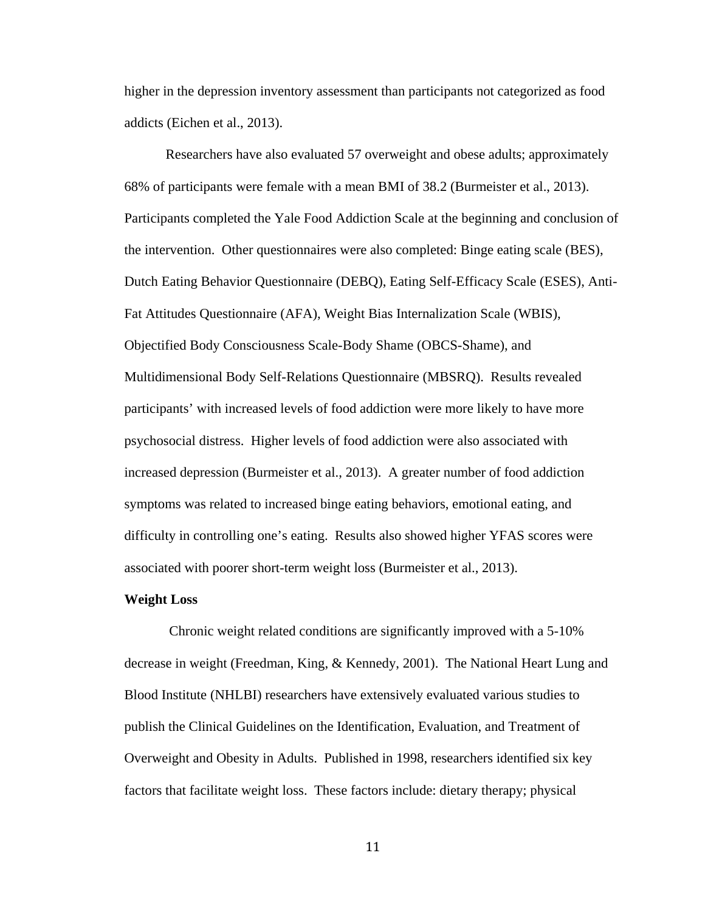higher in the depression inventory assessment than participants not categorized as food addicts (Eichen et al., 2013).

Researchers have also evaluated 57 overweight and obese adults; approximately 68% of participants were female with a mean BMI of 38.2 (Burmeister et al., 2013). Participants completed the Yale Food Addiction Scale at the beginning and conclusion of the intervention. Other questionnaires were also completed: Binge eating scale (BES), Dutch Eating Behavior Questionnaire (DEBQ), Eating Self-Efficacy Scale (ESES), Anti-Fat Attitudes Questionnaire (AFA), Weight Bias Internalization Scale (WBIS), Objectified Body Consciousness Scale-Body Shame (OBCS-Shame), and Multidimensional Body Self-Relations Questionnaire (MBSRQ). Results revealed participants' with increased levels of food addiction were more likely to have more psychosocial distress. Higher levels of food addiction were also associated with increased depression (Burmeister et al., 2013). A greater number of food addiction symptoms was related to increased binge eating behaviors, emotional eating, and difficulty in controlling one's eating. Results also showed higher YFAS scores were associated with poorer short-term weight loss (Burmeister et al., 2013).

**Weight Loss**

Chronic weight related conditions are significantly improved with a 5-10% decrease in weight (Freedman, King, & Kennedy, 2001). The National Heart Lung and Blood Institute (NHLBI) researchers have extensively evaluated various studies to publish the Clinical Guidelines on the Identification, Evaluation, and Treatment of Overweight and Obesity in Adults. Published in 1998, researchers identified six key factors that facilitate weight loss. These factors include: dietary therapy; physical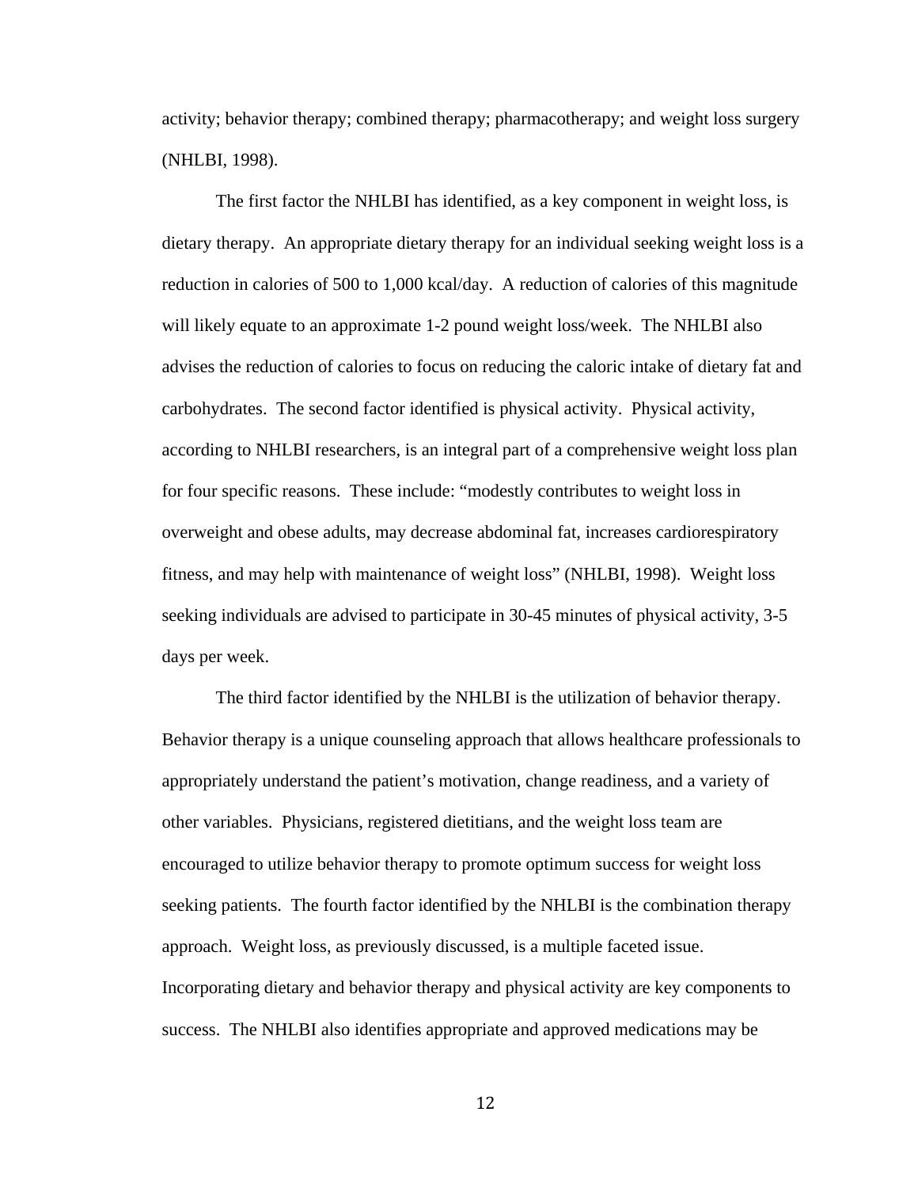activity; behavior therapy; combined therapy; pharmacotherapy; and weight loss surgery (NHLBI, 1998).

The first factor the NHLBI has identified, as a key component in weight loss, is dietary therapy. An appropriate dietary therapy for an individual seeking weight loss is a reduction in calories of 500 to 1,000 kcal/day. A reduction of calories of this magnitude will likely equate to an approximate 1-2 pound weight loss/week. The NHLBI also advises the reduction of calories to focus on reducing the caloric intake of dietary fat and carbohydrates. The second factor identified is physical activity. Physical activity, according to NHLBI researchers, is an integral part of a comprehensive weight loss plan for four specific reasons. These include: "modestly contributes to weight loss in overweight and obese adults, may decrease abdominal fat, increases cardiorespiratory fitness, and may help with maintenance of weight loss" (NHLBI, 1998). Weight loss seeking individuals are advised to participate in 30-45 minutes of physical activity, 3-5 days per week.

The third factor identified by the NHLBI is the utilization of behavior therapy. Behavior therapy is a unique counseling approach that allows healthcare professionals to appropriately understand the patient's motivation, change readiness, and a variety of other variables. Physicians, registered dietitians, and the weight loss team are encouraged to utilize behavior therapy to promote optimum success for weight loss seeking patients. The fourth factor identified by the NHLBI is the combination therapy approach. Weight loss, as previously discussed, is a multiple faceted issue. Incorporating dietary and behavior therapy and physical activity are key components to success. The NHLBI also identifies appropriate and approved medications may be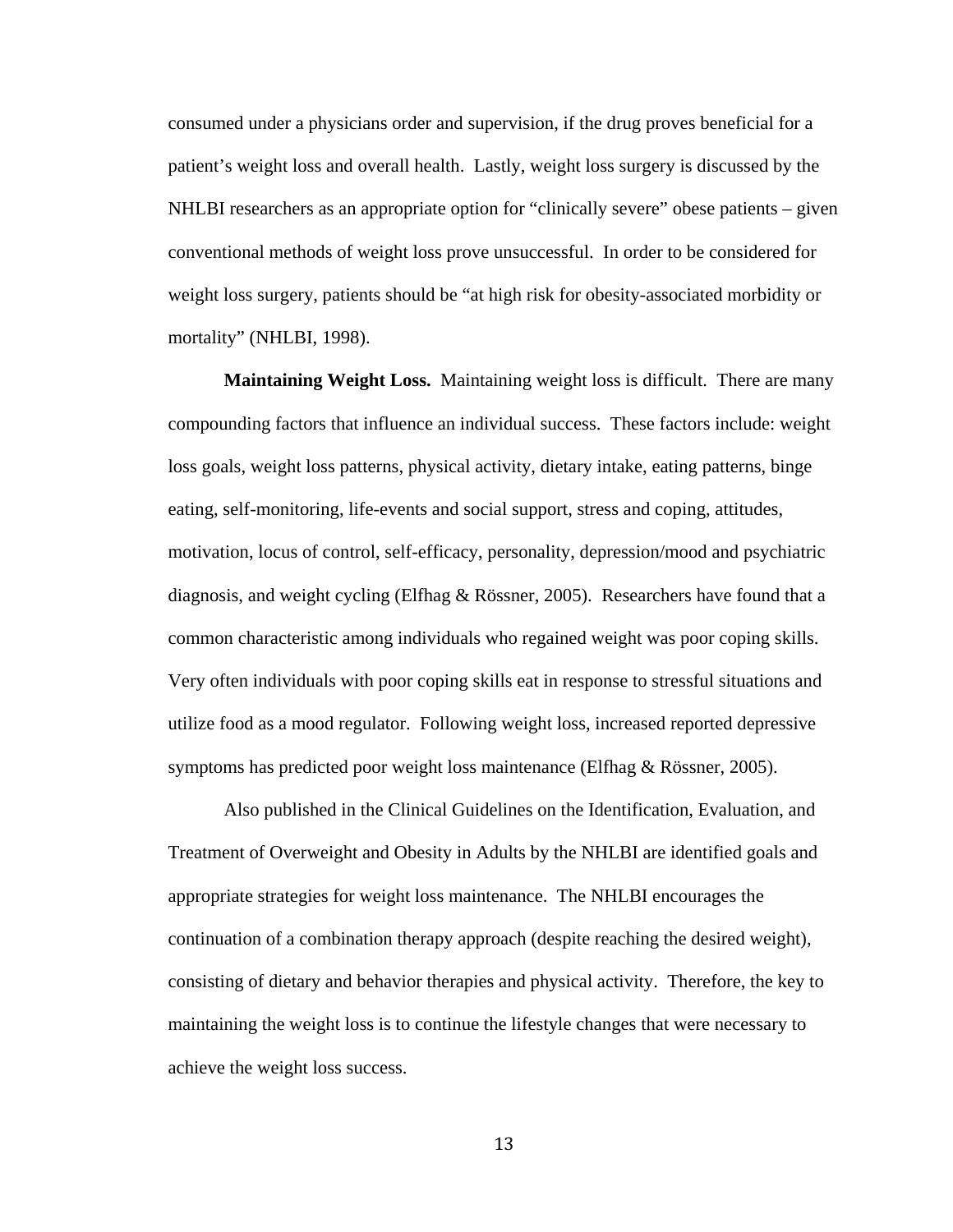consumed under a physicians order and supervision, if the drug proves beneficial for a patient's weight loss and overall health. Lastly, weight loss surgery is discussed by the NHLBI researchers as an appropriate option for "clinically severe" obese patients – given conventional methods of weight loss prove unsuccessful. In order to be considered for weight loss surgery, patients should be "at high risk for obesity-associated morbidity or mortality" (NHLBI, 1998).

**Maintaining Weight Loss.** Maintaining weight loss is difficult. There are many compounding factors that influence an individual success. These factors include: weight loss goals, weight loss patterns, physical activity, dietary intake, eating patterns, binge eating, self-monitoring, life-events and social support, stress and coping, attitudes, motivation, locus of control, self-efficacy, personality, depression/mood and psychiatric diagnosis, and weight cycling (Elfhag & Rössner, 2005). Researchers have found that a common characteristic among individuals who regained weight was poor coping skills. Very often individuals with poor coping skills eat in response to stressful situations and utilize food as a mood regulator. Following weight loss, increased reported depressive symptoms has predicted poor weight loss maintenance (Elfhag & Rössner, 2005).

Also published in the Clinical Guidelines on the Identification, Evaluation, and Treatment of Overweight and Obesity in Adults by the NHLBI are identified goals and appropriate strategies for weight loss maintenance. The NHLBI encourages the continuation of a combination therapy approach (despite reaching the desired weight), consisting of dietary and behavior therapies and physical activity. Therefore, the key to maintaining the weight loss is to continue the lifestyle changes that were necessary to achieve the weight loss success.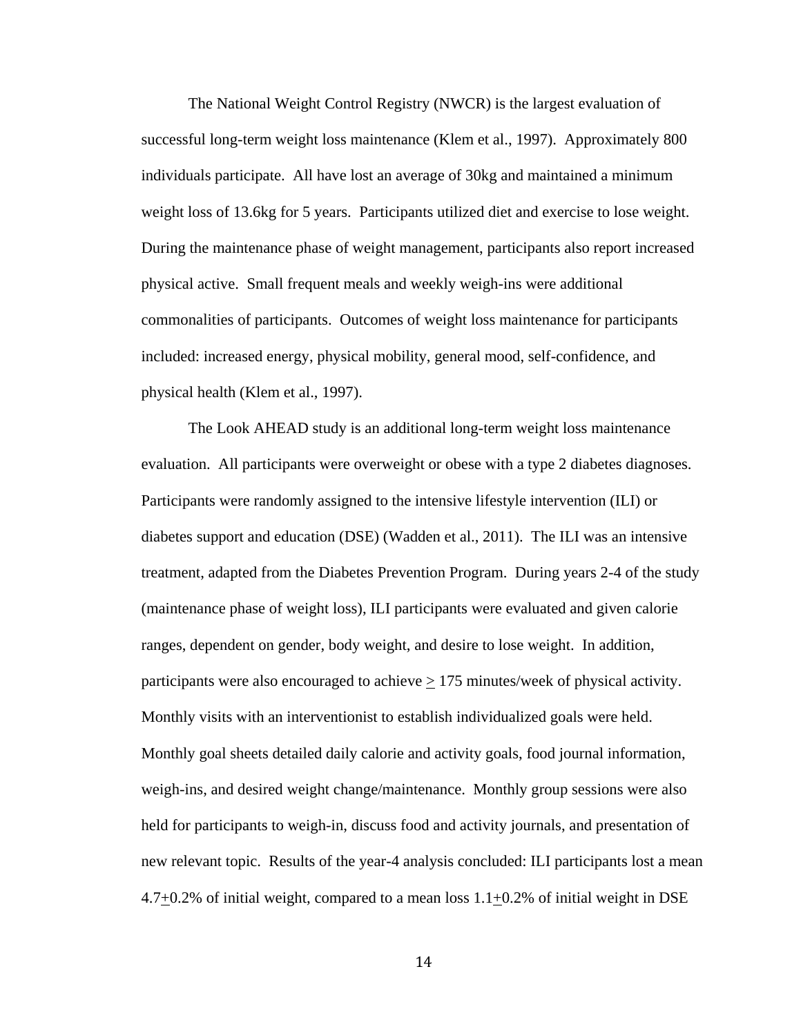The National Weight Control Registry (NWCR) is the largest evaluation of successful long-term weight loss maintenance (Klem et al., 1997). Approximately 800 individuals participate. All have lost an average of 30kg and maintained a minimum weight loss of 13.6kg for 5 years. Participants utilized diet and exercise to lose weight. During the maintenance phase of weight management, participants also report increased physical active. Small frequent meals and weekly weigh-ins were additional commonalities of participants. Outcomes of weight loss maintenance for participants included: increased energy, physical mobility, general mood, self-confidence, and physical health (Klem et al., 1997).

The Look AHEAD study is an additional long-term weight loss maintenance evaluation. All participants were overweight or obese with a type 2 diabetes diagnoses. Participants were randomly assigned to the intensive lifestyle intervention (ILI) or diabetes support and education (DSE) (Wadden et al., 2011). The ILI was an intensive treatment, adapted from the Diabetes Prevention Program. During years 2-4 of the study (maintenance phase of weight loss), ILI participants were evaluated and given calorie ranges, dependent on gender, body weight, and desire to lose weight. In addition, participants were also encouraged to achieve $\geq$ 175 minutes/week of physical activity. Monthly visits with an interventionist to establish individualized goals were held. Monthly goal sheets detailed daily calorie and activity goals, food journal information, weigh-ins, and desired weight change/maintenance. Monthly group sessions were also held for participants to weigh-in, discuss food and activity journals, and presentation of new relevant topic. Results of the year-4 analysis concluded: ILI participants lost a mean $4.7 \pm 0.2$% of initial weight, compared to a mean loss $1.1 \pm 0.2$% of initial weight in DSE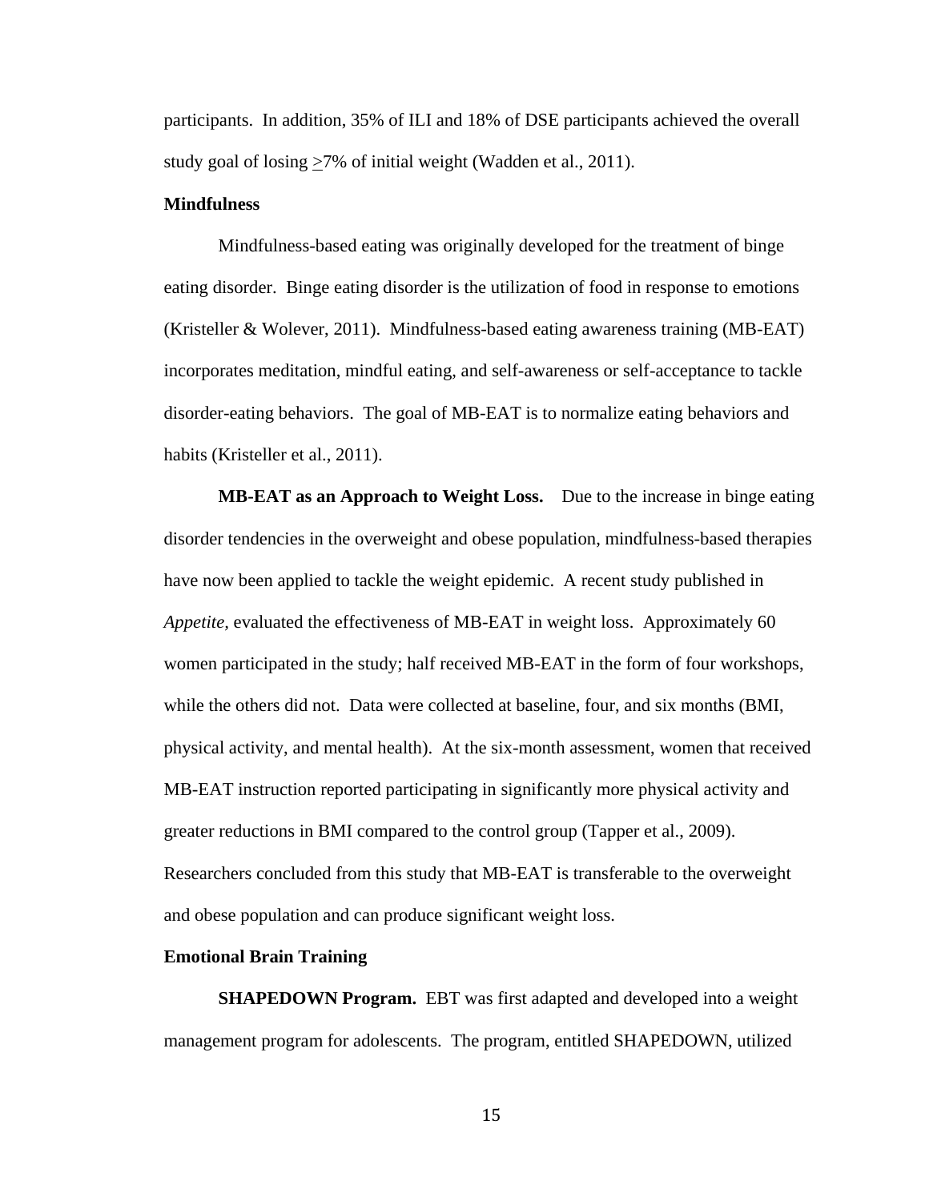participants. In addition, 35% of ILI and 18% of DSE participants achieved the overall study goal of losing $\geq$7% of initial weight (Wadden et al., 2011).

## Mindfulness

Mindfulness-based eating was originally developed for the treatment of binge eating disorder. Binge eating disorder is the utilization of food in response to emotions (Kristeller & Wolever, 2011). Mindfulness-based eating awareness training (MB-EAT) incorporates meditation, mindful eating, and self-awareness or self-acceptance to tackle disorder-eating behaviors. The goal of MB-EAT is to normalize eating behaviors and habits (Kristeller et al., 2011).

**MB-EAT as an Approach to Weight Loss.** Due to the increase in binge eating disorder tendencies in the overweight and obese population, mindfulness-based therapies have now been applied to tackle the weight epidemic. A recent study published in *Appetite,* evaluated the effectiveness of MB-EAT in weight loss. Approximately 60 women participated in the study; half received MB-EAT in the form of four workshops, while the others did not. Data were collected at baseline, four, and six months (BMI, physical activity, and mental health). At the six-month assessment, women that received MB-EAT instruction reported participating in significantly more physical activity and greater reductions in BMI compared to the control group (Tapper et al., 2009). Researchers concluded from this study that MB-EAT is transferable to the overweight and obese population and can produce significant weight loss.

## Emotional Brain Training

**SHAPEDOWN Program.** EBT was first adapted and developed into a weight management program for adolescents. The program, entitled SHAPEDOWN, utilized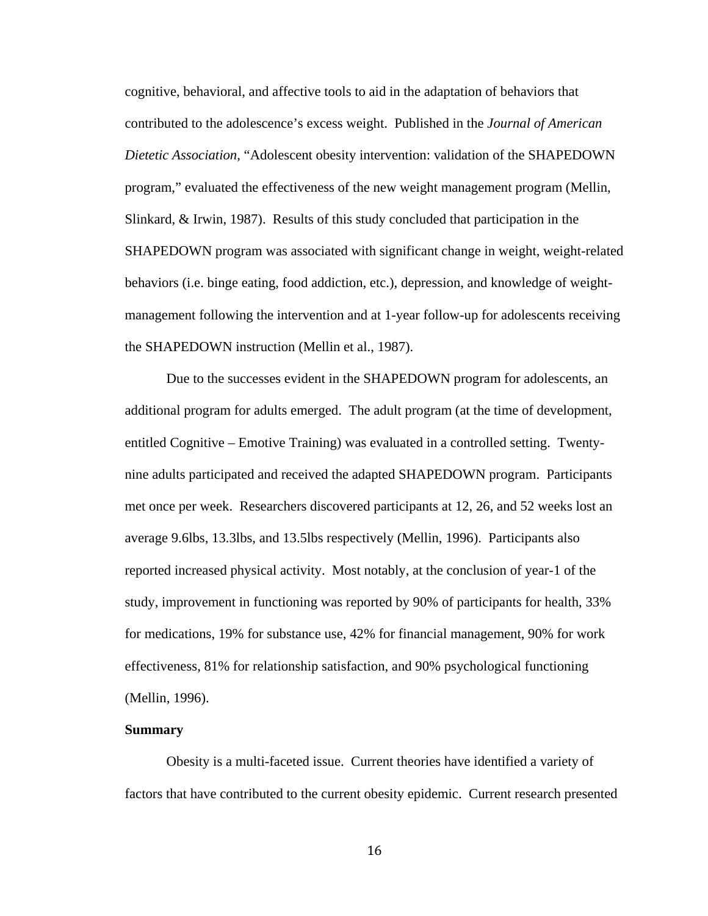cognitive, behavioral, and affective tools to aid in the adaptation of behaviors that contributed to the adolescence's excess weight. Published in the *Journal of American Dietetic Association*, "Adolescent obesity intervention: validation of the SHAPEDOWN program," evaluated the effectiveness of the new weight management program (Mellin, Slinkard, & Irwin, 1987). Results of this study concluded that participation in the SHAPEDOWN program was associated with significant change in weight, weight-related behaviors (i.e. binge eating, food addiction, etc.), depression, and knowledge of weight-management following the intervention and at 1-year follow-up for adolescents receiving the SHAPEDOWN instruction (Mellin et al., 1987).

Due to the successes evident in the SHAPEDOWN program for adolescents, an additional program for adults emerged. The adult program (at the time of development, entitled Cognitive – Emotive Training) was evaluated in a controlled setting. Twenty-nine adults participated and received the adapted SHAPEDOWN program. Participants met once per week. Researchers discovered participants at 12, 26, and 52 weeks lost an average 9.6lbs, 13.3lbs, and 13.5lbs respectively (Mellin, 1996). Participants also reported increased physical activity. Most notably, at the conclusion of year-1 of the study, improvement in functioning was reported by 90% of participants for health, 33% for medications, 19% for substance use, 42% for financial management, 90% for work effectiveness, 81% for relationship satisfaction, and 90% psychological functioning (Mellin, 1996).

**Summary**

Obesity is a multi-faceted issue. Current theories have identified a variety of factors that have contributed to the current obesity epidemic. Current research presented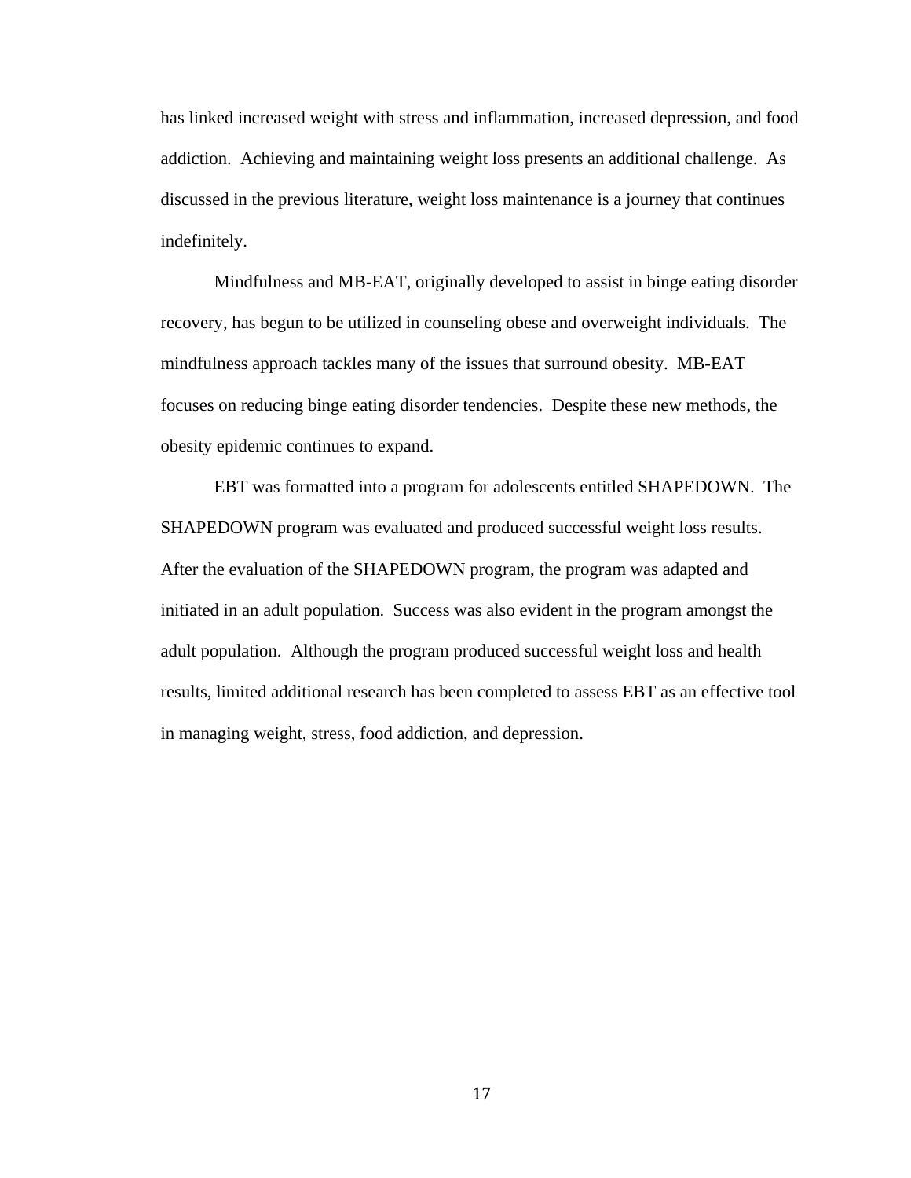has linked increased weight with stress and inflammation, increased depression, and food addiction. Achieving and maintaining weight loss presents an additional challenge. As discussed in the previous literature, weight loss maintenance is a journey that continues indefinitely.

Mindfulness and MB-EAT, originally developed to assist in binge eating disorder recovery, has begun to be utilized in counseling obese and overweight individuals. The mindfulness approach tackles many of the issues that surround obesity. MB-EAT focuses on reducing binge eating disorder tendencies. Despite these new methods, the obesity epidemic continues to expand.

EBT was formatted into a program for adolescents entitled SHAPEDOWN. The SHAPEDOWN program was evaluated and produced successful weight loss results. After the evaluation of the SHAPEDOWN program, the program was adapted and initiated in an adult population. Success was also evident in the program amongst the adult population. Although the program produced successful weight loss and health results, limited additional research has been completed to assess EBT as an effective tool in managing weight, stress, food addiction, and depression.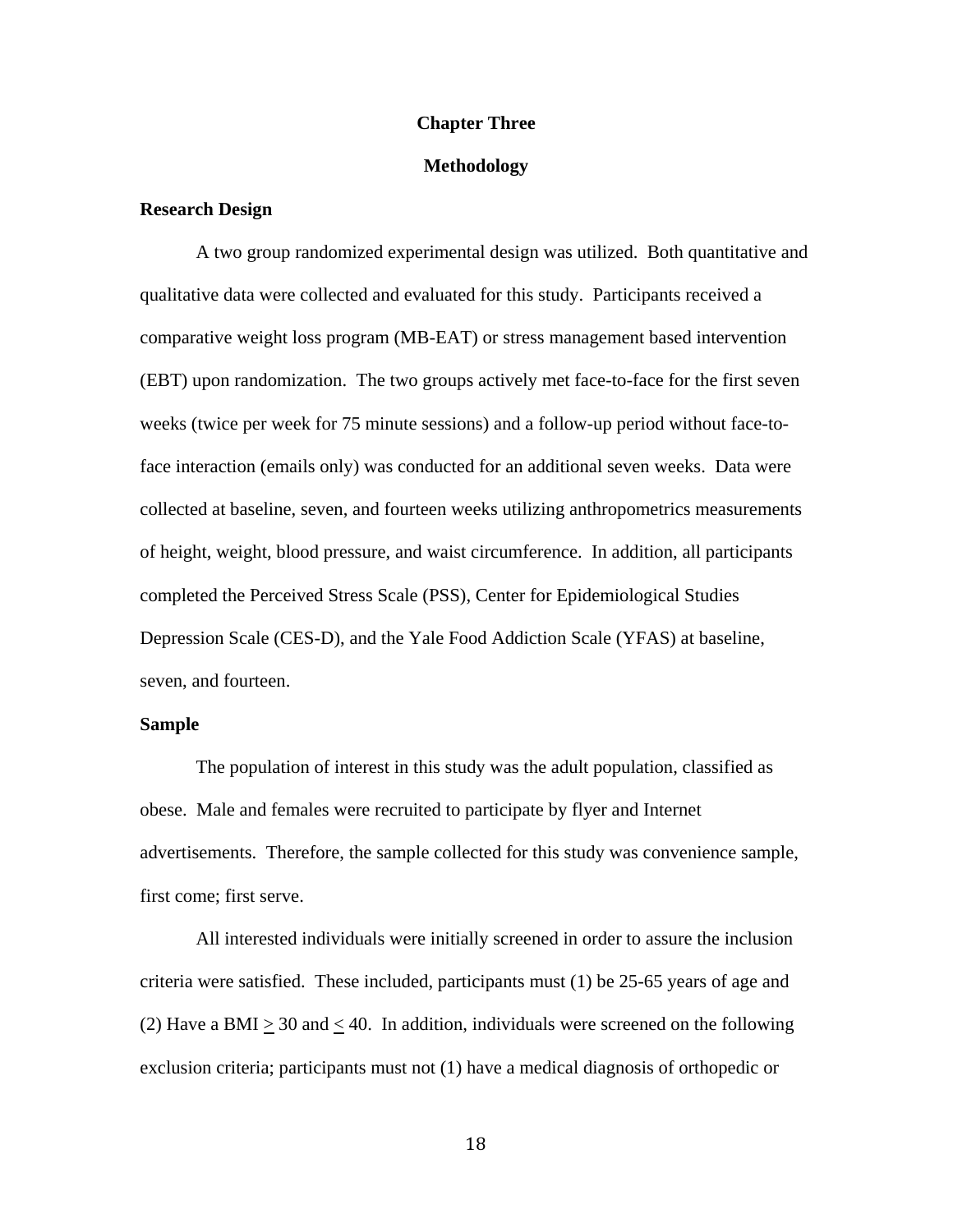# Chapter Three

# Methodology

## Research Design

A two group randomized experimental design was utilized. Both quantitative and qualitative data were collected and evaluated for this study. Participants received a comparative weight loss program (MB-EAT) or stress management based intervention (EBT) upon randomization. The two groups actively met face-to-face for the first seven weeks (twice per week for 75 minute sessions) and a follow-up period without face-to-face interaction (emails only) was conducted for an additional seven weeks. Data were collected at baseline, seven, and fourteen weeks utilizing anthropometrics measurements of height, weight, blood pressure, and waist circumference. In addition, all participants completed the Perceived Stress Scale (PSS), Center for Epidemiological Studies Depression Scale (CES-D), and the Yale Food Addiction Scale (YFAS) at baseline, seven, and fourteen.

## Sample

The population of interest in this study was the adult population, classified as obese. Male and females were recruited to participate by flyer and Internet advertisements. Therefore, the sample collected for this study was convenience sample, first come; first serve.

All interested individuals were initially screened in order to assure the inclusion criteria were satisfied. These included, participants must (1) be 25-65 years of age and (2) Have a BMI $\geq$ 30 and $\leq$ 40. In addition, individuals were screened on the following exclusion criteria; participants must not (1) have a medical diagnosis of orthopedic or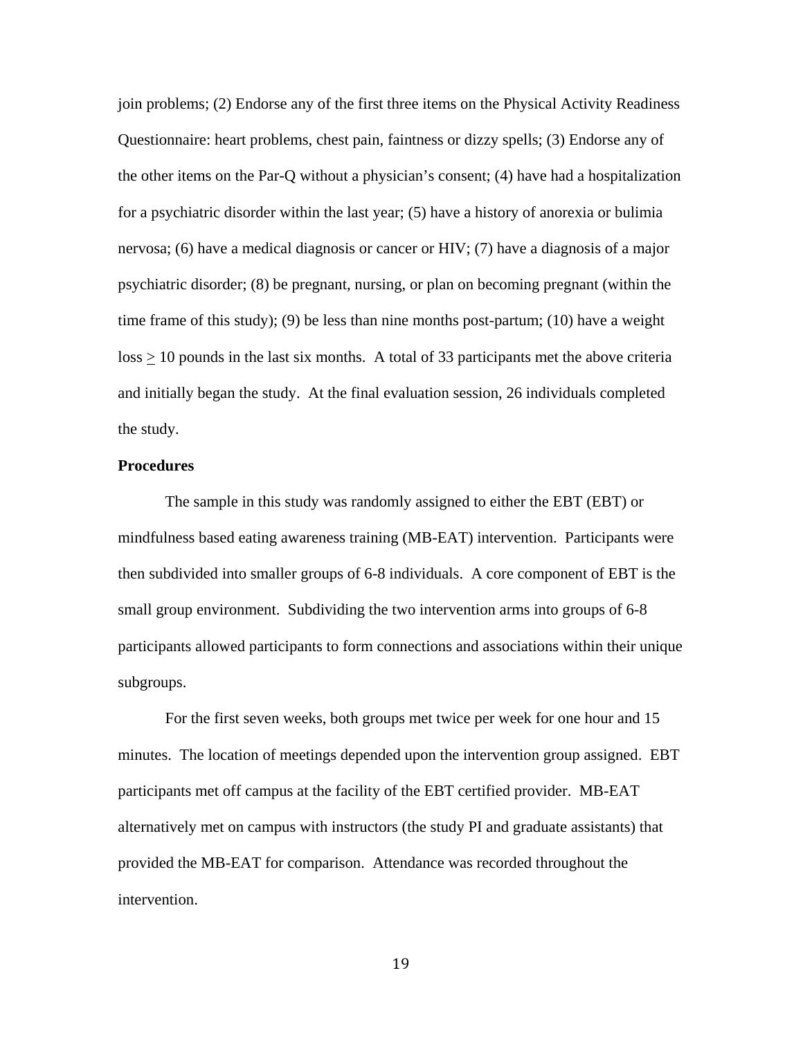join problems; (2) Endorse any of the first three items on the Physical Activity Readiness Questionnaire: heart problems, chest pain, faintness or dizzy spells; (3) Endorse any of the other items on the Par-Q without a physician's consent; (4) have had a hospitalization for a psychiatric disorder within the last year; (5) have a history of anorexia or bulimia nervosa; (6) have a medical diagnosis or cancer or HIV; (7) have a diagnosis of a major psychiatric disorder; (8) be pregnant, nursing, or plan on becoming pregnant (within the time frame of this study); (9) be less than nine months post-partum; (10) have a weight loss $\geq$ 10 pounds in the last six months. A total of 33 participants met the above criteria and initially began the study. At the final evaluation session, 26 individuals completed the study.

**Procedures**

The sample in this study was randomly assigned to either the EBT (EBT) or mindfulness based eating awareness training (MB-EAT) intervention. Participants were then subdivided into smaller groups of 6-8 individuals. A core component of EBT is the small group environment. Subdividing the two intervention arms into groups of 6-8 participants allowed participants to form connections and associations within their unique subgroups.

For the first seven weeks, both groups met twice per week for one hour and 15 minutes. The location of meetings depended upon the intervention group assigned. EBT participants met off campus at the facility of the EBT certified provider. MB-EAT alternatively met on campus with instructors (the study PI and graduate assistants) that provided the MB-EAT for comparison. Attendance was recorded throughout the intervention.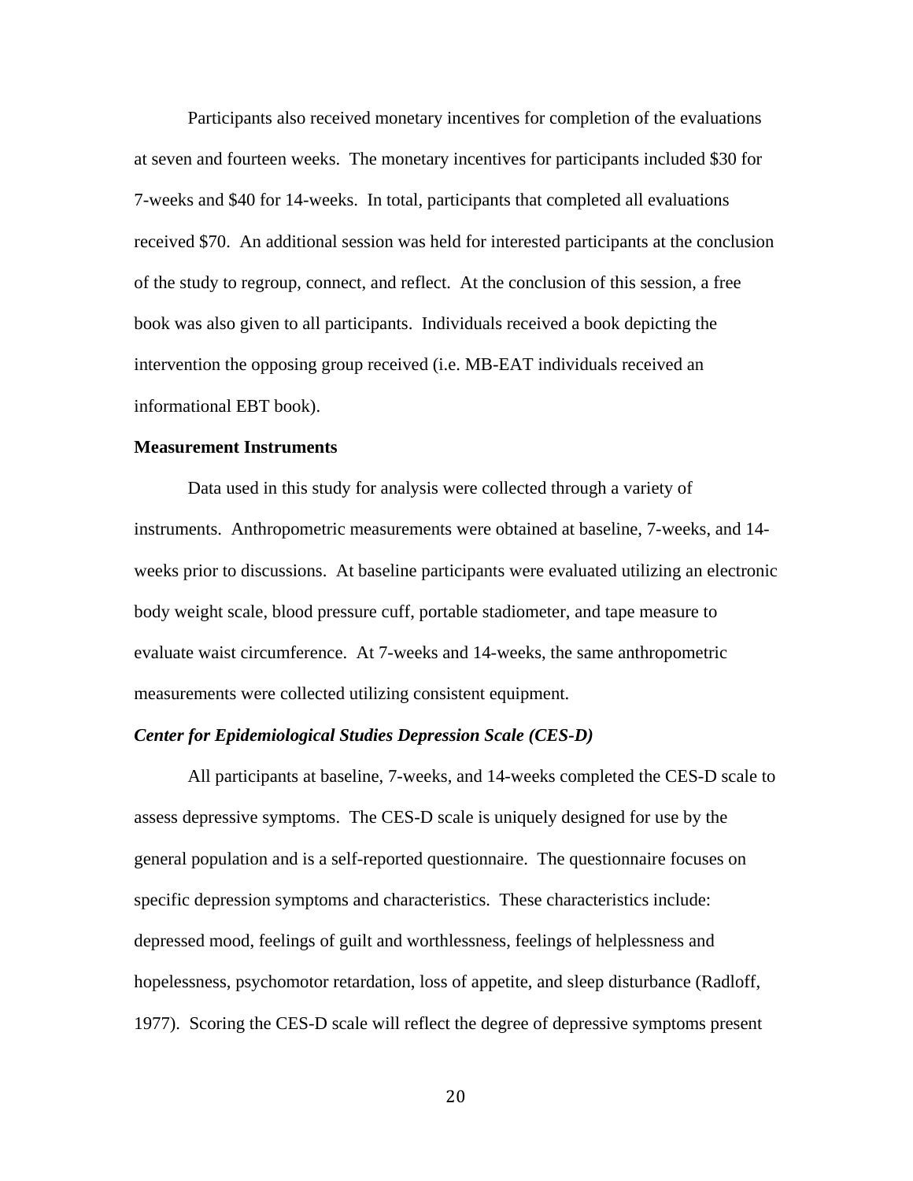Participants also received monetary incentives for completion of the evaluations at seven and fourteen weeks. The monetary incentives for participants included $30 for 7-weeks and $40 for 14-weeks. In total, participants that completed all evaluations received $70. An additional session was held for interested participants at the conclusion of the study to regroup, connect, and reflect. At the conclusion of this session, a free book was also given to all participants. Individuals received a book depicting the intervention the opposing group received (i.e. MB-EAT individuals received an informational EBT book).

**Measurement Instruments**

Data used in this study for analysis were collected through a variety of instruments. Anthropometric measurements were obtained at baseline, 7-weeks, and 14-weeks prior to discussions. At baseline participants were evaluated utilizing an electronic body weight scale, blood pressure cuff, portable stadiometer, and tape measure to evaluate waist circumference. At 7-weeks and 14-weeks, the same anthropometric measurements were collected utilizing consistent equipment.

***Center for Epidemiological Studies Depression Scale (CES-D)***

All participants at baseline, 7-weeks, and 14-weeks completed the CES-D scale to assess depressive symptoms. The CES-D scale is uniquely designed for use by the general population and is a self-reported questionnaire. The questionnaire focuses on specific depression symptoms and characteristics. These characteristics include: depressed mood, feelings of guilt and worthlessness, feelings of helplessness and hopelessness, psychomotor retardation, loss of appetite, and sleep disturbance (Radloff, 1977). Scoring the CES-D scale will reflect the degree of depressive symptoms present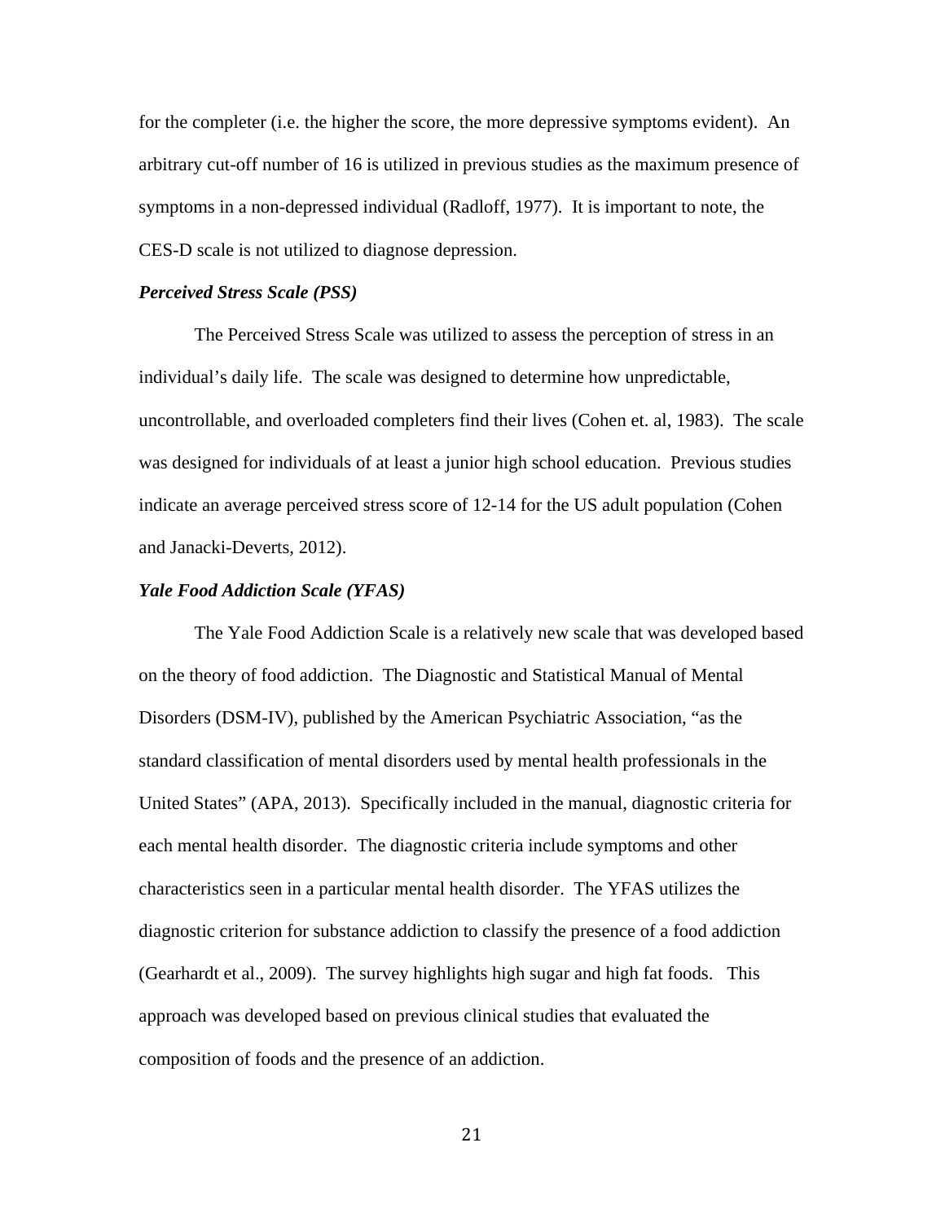for the completer (i.e. the higher the score, the more depressive symptoms evident). An arbitrary cut-off number of 16 is utilized in previous studies as the maximum presence of symptoms in a non-depressed individual (Radloff, 1977). It is important to note, the CES-D scale is not utilized to diagnose depression.

***Perceived Stress Scale (PSS)***

The Perceived Stress Scale was utilized to assess the perception of stress in an individual's daily life. The scale was designed to determine how unpredictable, uncontrollable, and overloaded completers find their lives (Cohen et. al, 1983). The scale was designed for individuals of at least a junior high school education. Previous studies indicate an average perceived stress score of 12-14 for the US adult population (Cohen and Janacki-Deverts, 2012).

***Yale Food Addiction Scale (YFAS)***

The Yale Food Addiction Scale is a relatively new scale that was developed based on the theory of food addiction. The Diagnostic and Statistical Manual of Mental Disorders (DSM-IV), published by the American Psychiatric Association, "as the standard classification of mental disorders used by mental health professionals in the United States" (APA, 2013). Specifically included in the manual, diagnostic criteria for each mental health disorder. The diagnostic criteria include symptoms and other characteristics seen in a particular mental health disorder. The YFAS utilizes the diagnostic criterion for substance addiction to classify the presence of a food addiction (Gearhardt et al., 2009). The survey highlights high sugar and high fat foods. This approach was developed based on previous clinical studies that evaluated the composition of foods and the presence of an addiction.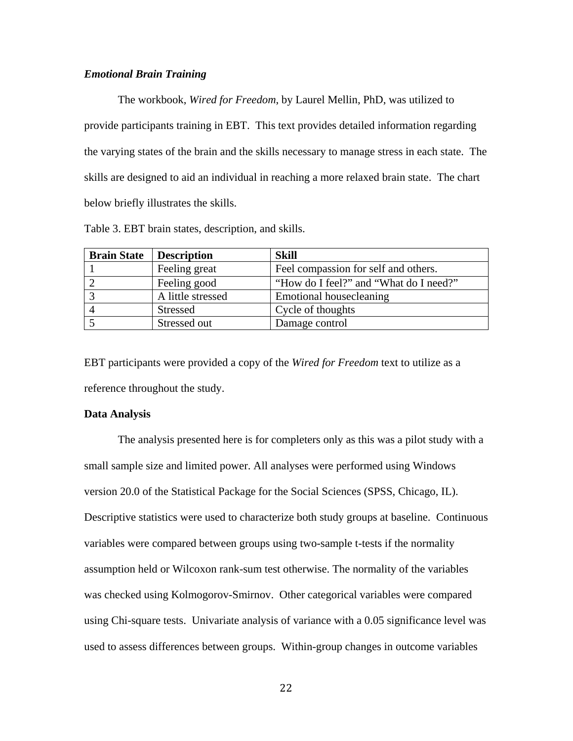### *Emotional Brain Training*

The workbook, *Wired for Freedom*, by Laurel Mellin, PhD, was utilized to provide participants training in EBT. This text provides detailed information regarding the varying states of the brain and the skills necessary to manage stress in each state. The skills are designed to aid an individual in reaching a more relaxed brain state. The chart below briefly illustrates the skills.

Table 3. EBT brain states, description, and skills.

| Brain State | Description | Skill |
|---|---|---|
| 1 | Feeling great | Feel compassion for self and others. |
| 2 | Feeling good | “How do I feel?” and “What do I need?” |
| 3 | A little stressed | Emotional housecleaning |
| 4 | Stressed | Cycle of thoughts |
| 5 | Stressed out | Damage control |

EBT participants were provided a copy of the *Wired for Freedom* text to utilize as a reference throughout the study.

### Data Analysis

The analysis presented here is for completers only as this was a pilot study with a small sample size and limited power. All analyses were performed using Windows version 20.0 of the Statistical Package for the Social Sciences (SPSS, Chicago, IL). Descriptive statistics were used to characterize both study groups at baseline. Continuous variables were compared between groups using two-sample t-tests if the normality assumption held or Wilcoxon rank-sum test otherwise. The normality of the variables was checked using Kolmogorov-Smirnov. Other categorical variables were compared using Chi-square tests. Univariate analysis of variance with a 0.05 significance level was used to assess differences between groups. Within-group changes in outcome variables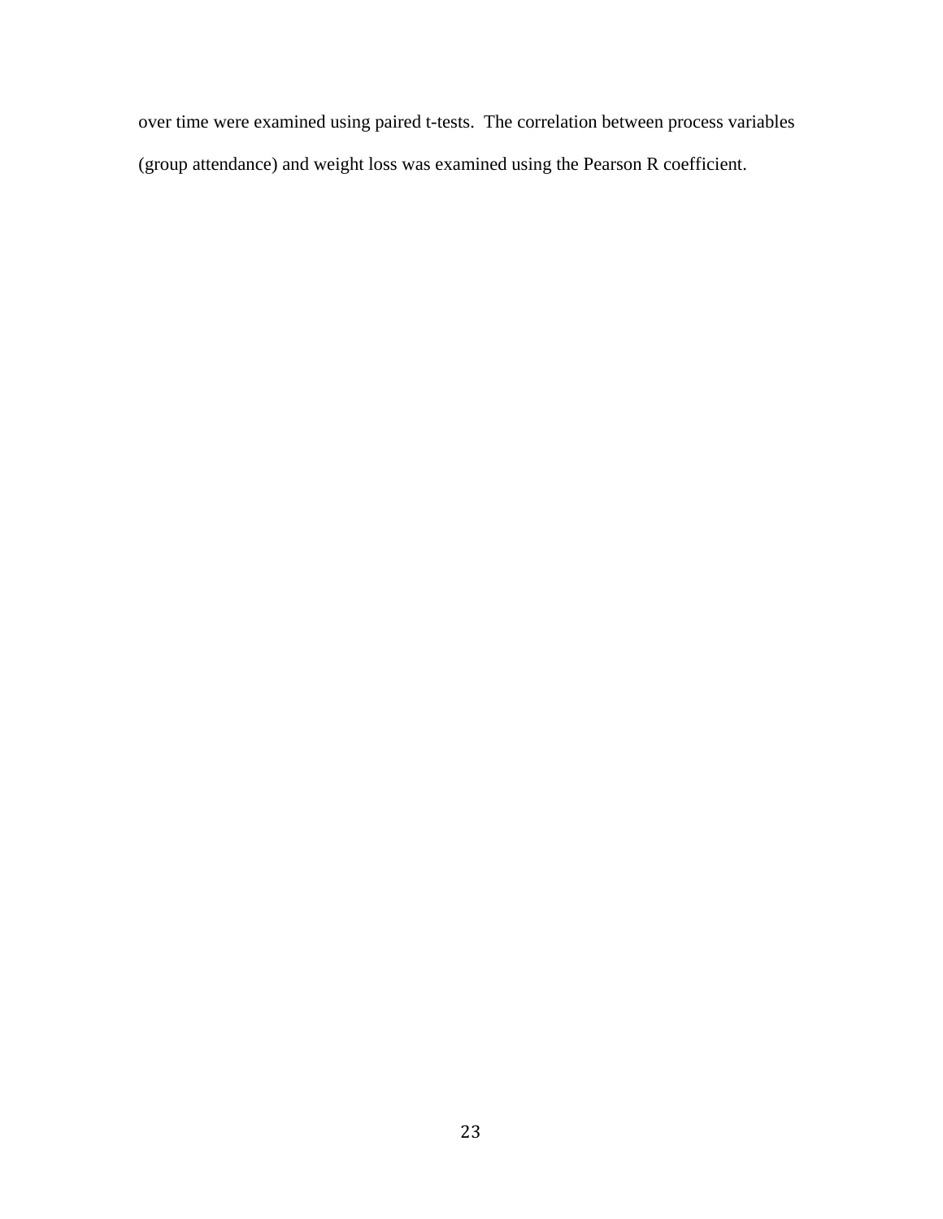over time were examined using paired t-tests.  The correlation between process variables (group attendance) and weight loss was examined using the Pearson R coefficient.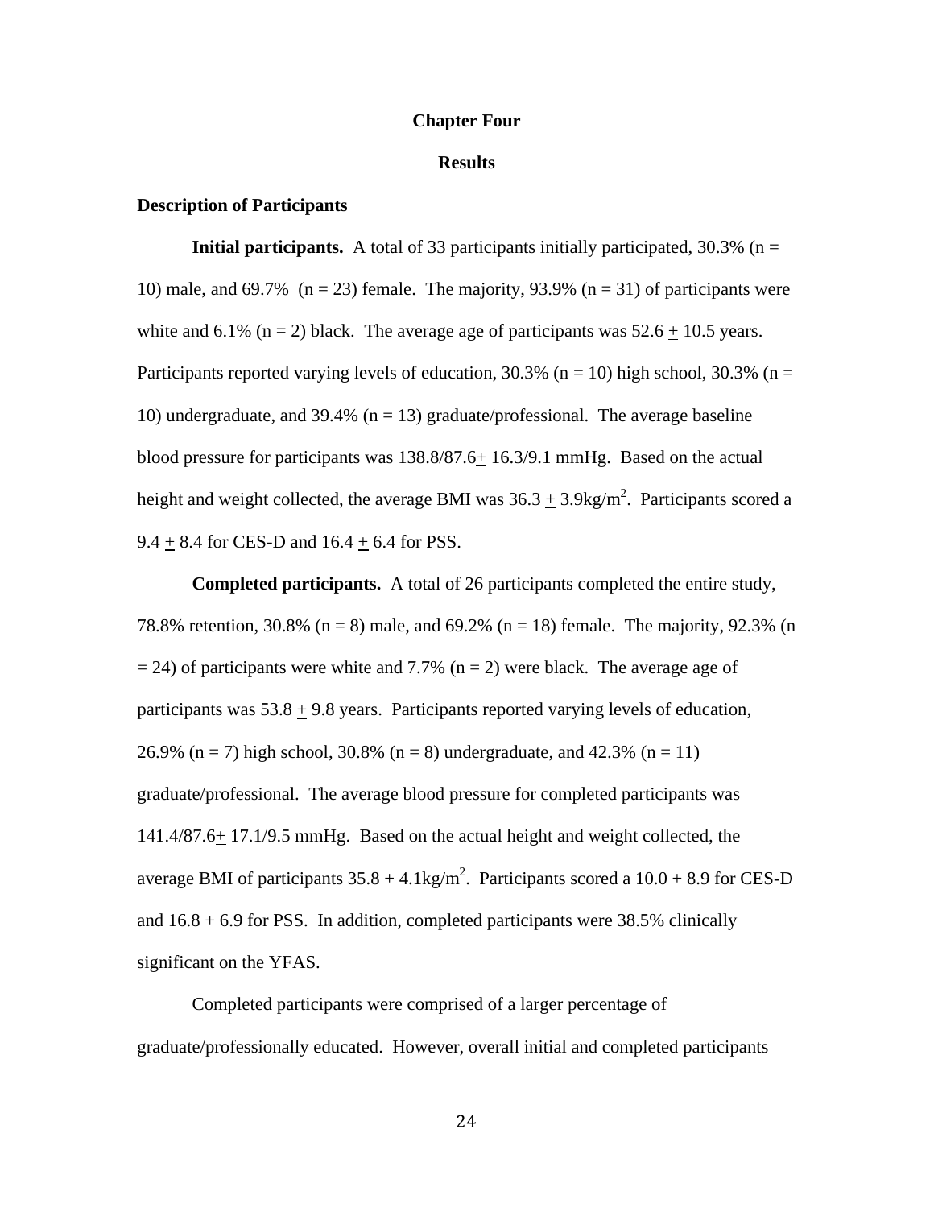# Chapter Four

## Results

### Description of Participants

**Initial participants.** A total of 33 participants initially participated, 30.3% (n = 10) male, and 69.7% (n = 23) female. The majority, 93.9% (n = 31) of participants were white and 6.1% (n = 2) black. The average age of participants was 52.6 ± 10.5 years. Participants reported varying levels of education, 30.3% (n = 10) high school, 30.3% (n = 10) undergraduate, and 39.4% (n = 13) graduate/professional. The average baseline blood pressure for participants was 138.8/87.6± 16.3/9.1 mmHg. Based on the actual height and weight collected, the average BMI was 36.3 ± 3.9kg/m$^2$. Participants scored a 9.4 ± 8.4 for CES-D and 16.4 ± 6.4 for PSS.

**Completed participants.** A total of 26 participants completed the entire study, 78.8% retention, 30.8% (n = 8) male, and 69.2% (n = 18) female. The majority, 92.3% (n = 24) of participants were white and 7.7% (n = 2) were black. The average age of participants was 53.8 ± 9.8 years. Participants reported varying levels of education, 26.9% (n = 7) high school, 30.8% (n = 8) undergraduate, and 42.3% (n = 11) graduate/professional. The average blood pressure for completed participants was 141.4/87.6± 17.1/9.5 mmHg. Based on the actual height and weight collected, the average BMI of participants 35.8 ± 4.1kg/m$^2$. Participants scored a 10.0 ± 8.9 for CES-D and 16.8 ± 6.9 for PSS. In addition, completed participants were 38.5% clinically significant on the YFAS.

Completed participants were comprised of a larger percentage of graduate/professionally educated. However, overall initial and completed participants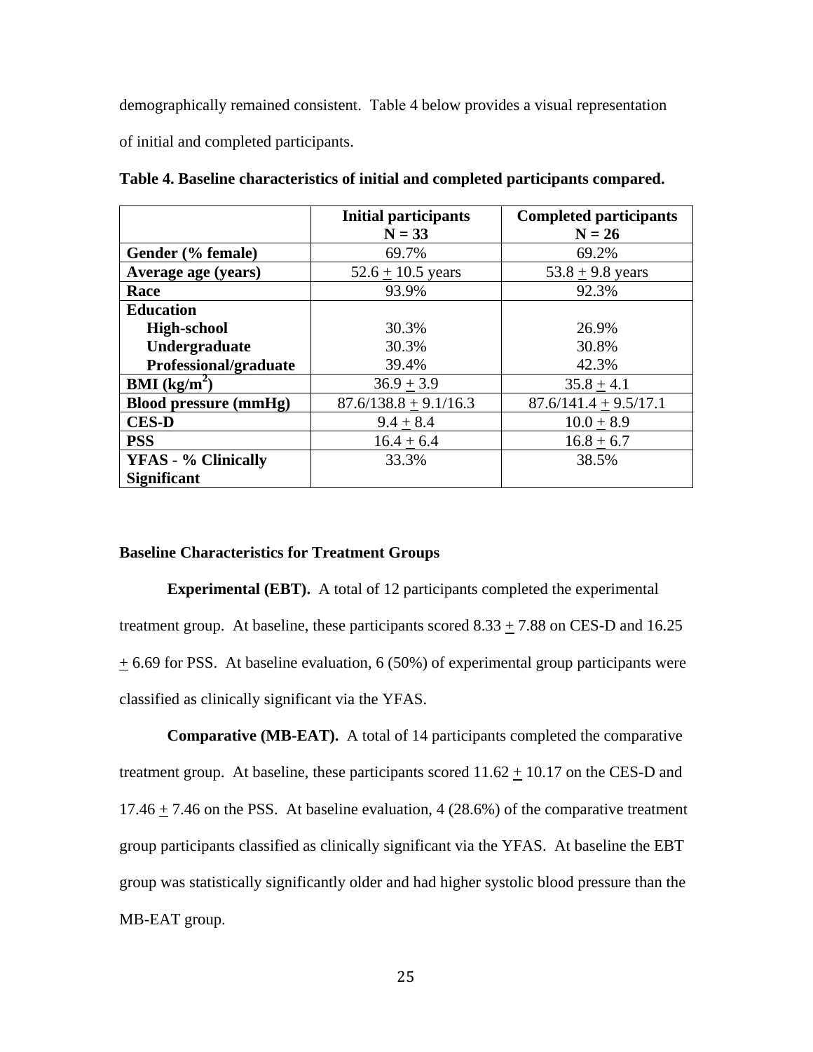demographically remained consistent. Table 4 below provides a visual representation of initial and completed participants.

**Table 4. Baseline characteristics of initial and completed participants compared.**

| | **Initial participants N = 33** | **Completed participants N = 26** |
|---|---|---|
| **Gender (% female)** | 69.7% | 69.2% |
| **Average age (years)** | 52.6 ± 10.5 years | 53.8 ± 9.8 years |
| **Race** | 93.9% | 92.3% |
| **Education** | | |
| **High-school** | 30.3% | 26.9% |
| **Undergraduate** | 30.3% | 30.8% |
| **Professional/graduate** | 39.4% | 42.3% |
| **BMI ($kg/m^2$)** | 36.9 ± 3.9 | 35.8 ± 4.1 |
| **Blood pressure (mmHg)** | 87.6/138.8 ± 9.1/16.3 | 87.6/141.4 ± 9.5/17.1 |
| **CES-D** | 9.4 ± 8.4 | 10.0 ± 8.9 |
| **PSS** | 16.4 ± 6.4 | 16.8 ± 6.7 |
| **YFAS - % Clinically Significant** | 33.3% | 38.5% |

**Baseline Characteristics for Treatment Groups**

**Experimental (EBT).** A total of 12 participants completed the experimental treatment group. At baseline, these participants scored 8.33 ± 7.88 on CES-D and 16.25 ± 6.69 for PSS. At baseline evaluation, 6 (50%) of experimental group participants were classified as clinically significant via the YFAS.

**Comparative (MB-EAT).** A total of 14 participants completed the comparative treatment group. At baseline, these participants scored 11.62 ± 10.17 on the CES-D and 17.46 ± 7.46 on the PSS. At baseline evaluation, 4 (28.6%) of the comparative treatment group participants classified as clinically significant via the YFAS. At baseline the EBT group was statistically significantly older and had higher systolic blood pressure than the MB-EAT group.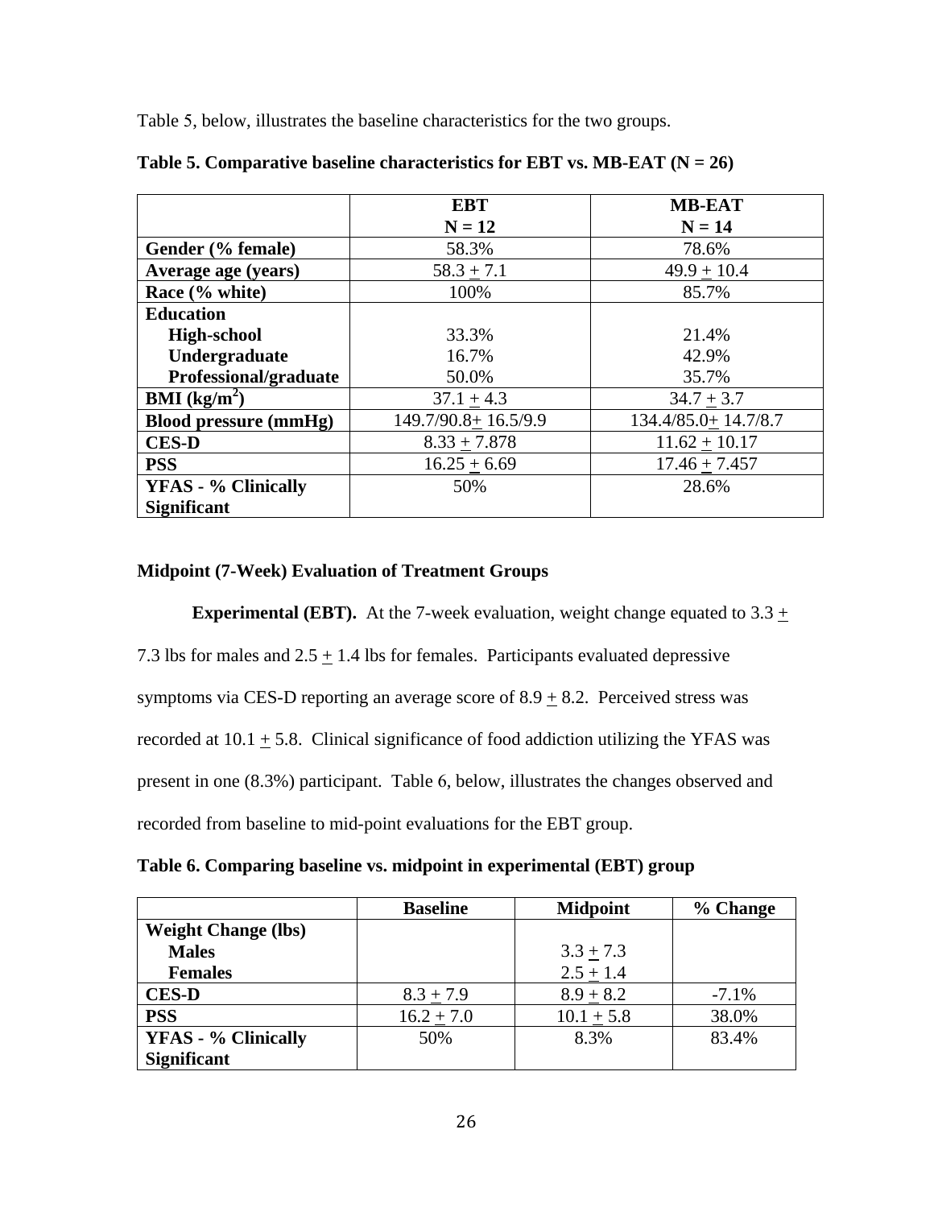Table 5, below, illustrates the baseline characteristics for the two groups.

**Table 5. Comparative baseline characteristics for EBT vs. MB-EAT (N = 26)**

| | **EBT N = 12** | **MB-EAT N = 14** |
|---|---|---|
| **Gender (% female)** | 58.3% | 78.6% |
| **Average age (years)** | 58.3 ± 7.1 | 49.9 ± 10.4 |
| **Race (% white)** | 100% | 85.7% |
| **Education** | | |
| **High-school** | 33.3% | 21.4% |
| **Undergraduate** | 16.7% | 42.9% |
| **Professional/graduate** | 50.0% | 35.7% |
| **BMI ($kg/m^2$)** | 37.1 ± 4.3 | 34.7 ± 3.7 |
| **Blood pressure (mmHg)** | 149.7/90.8± 16.5/9.9 | 134.4/85.0± 14.7/8.7 |
| **CES-D** | 8.33 ± 7.878 | 11.62 ± 10.17 |
| **PSS** | 16.25 ± 6.69 | 17.46 ± 7.457 |
| **YFAS - % Clinically Significant** | 50% | 28.6% |

### Midpoint (7-Week) Evaluation of Treatment Groups

**Experimental (EBT).** At the 7-week evaluation, weight change equated to 3.3 ± 7.3 lbs for males and 2.5 ± 1.4 lbs for females. Participants evaluated depressive symptoms via CES-D reporting an average score of 8.9 ± 8.2. Perceived stress was recorded at 10.1 ± 5.8. Clinical significance of food addiction utilizing the YFAS was present in one (8.3%) participant. Table 6, below, illustrates the changes observed and recorded from baseline to mid-point evaluations for the EBT group.

**Table 6. Comparing baseline vs. midpoint in experimental (EBT) group**

| | **Baseline** | **Midpoint** | **% Change** |
|---|---|---|---|
| **Weight Change (lbs)** | | | |
| **Males** | | 3.3 ± 7.3 | |
| **Females** | | 2.5 ± 1.4 | |
| **CES-D** | 8.3 ± 7.9 | 8.9 ± 8.2 | -7.1% |
| **PSS** | 16.2 ± 7.0 | 10.1 ± 5.8 | 38.0% |
| **YFAS - % Clinically Significant** | 50% | 8.3% | 83.4% |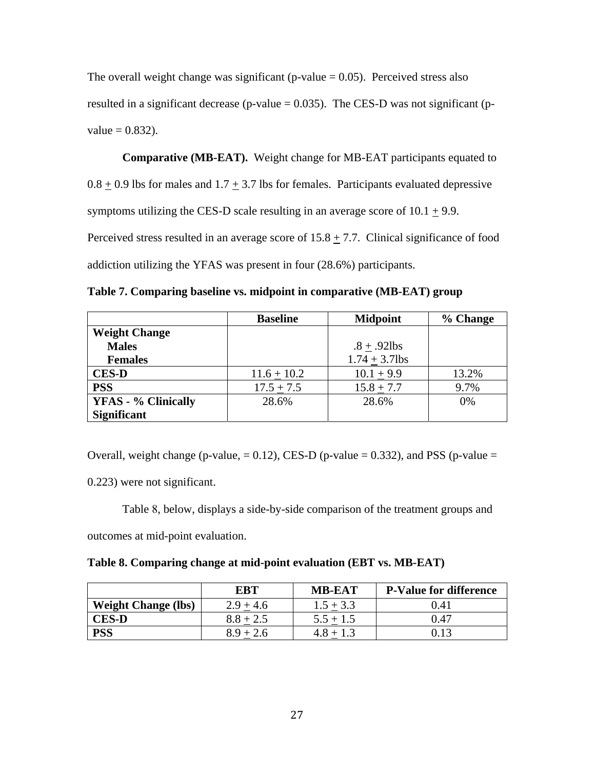The overall weight change was significant (p-value = 0.05). Perceived stress also resulted in a significant decrease (p-value = 0.035). The CES-D was not significant (p-value = 0.832).

**Comparative (MB-EAT).** Weight change for MB-EAT participants equated to 0.8 ± 0.9 lbs for males and 1.7 ± 3.7 lbs for females. Participants evaluated depressive symptoms utilizing the CES-D scale resulting in an average score of 10.1 ± 9.9. Perceived stress resulted in an average score of 15.8 ± 7.7. Clinical significance of food addiction utilizing the YFAS was present in four (28.6%) participants.

**Table 7. Comparing baseline vs. midpoint in comparative (MB-EAT) group**

| | Baseline | Midpoint | % Change |
|---|---|---|---|
| **Weight Change** | | | |
| **Males** | | .8 ± .92lbs | |
| **Females** | | 1.74 ± 3.7lbs | |
| **CES-D** | 11.6 ± 10.2 | 10.1 ± 9.9 | 13.2% |
| **PSS** | 17.5 ± 7.5 | 15.8 ± 7.7 | 9.7% |
| **YFAS - % Clinically Significant** | 28.6% | 28.6% | 0% |

Overall, weight change (p-value, = 0.12), CES-D (p-value = 0.332), and PSS (p-value = 0.223) were not significant.

Table 8, below, displays a side-by-side comparison of the treatment groups and outcomes at mid-point evaluation.

**Table 8. Comparing change at mid-point evaluation (EBT vs. MB-EAT)**

| | EBT | MB-EAT | P-Value for difference |
|---|---|---|---|
| **Weight Change (lbs)** | 2.9 ± 4.6 | 1.5 ± 3.3 | 0.41 |
| **CES-D** | 8.8 ± 2.5 | 5.5 ± 1.5 | 0.47 |
| **PSS** | 8.9 ± 2.6 | 4.8 ± 1.3 | 0.13 |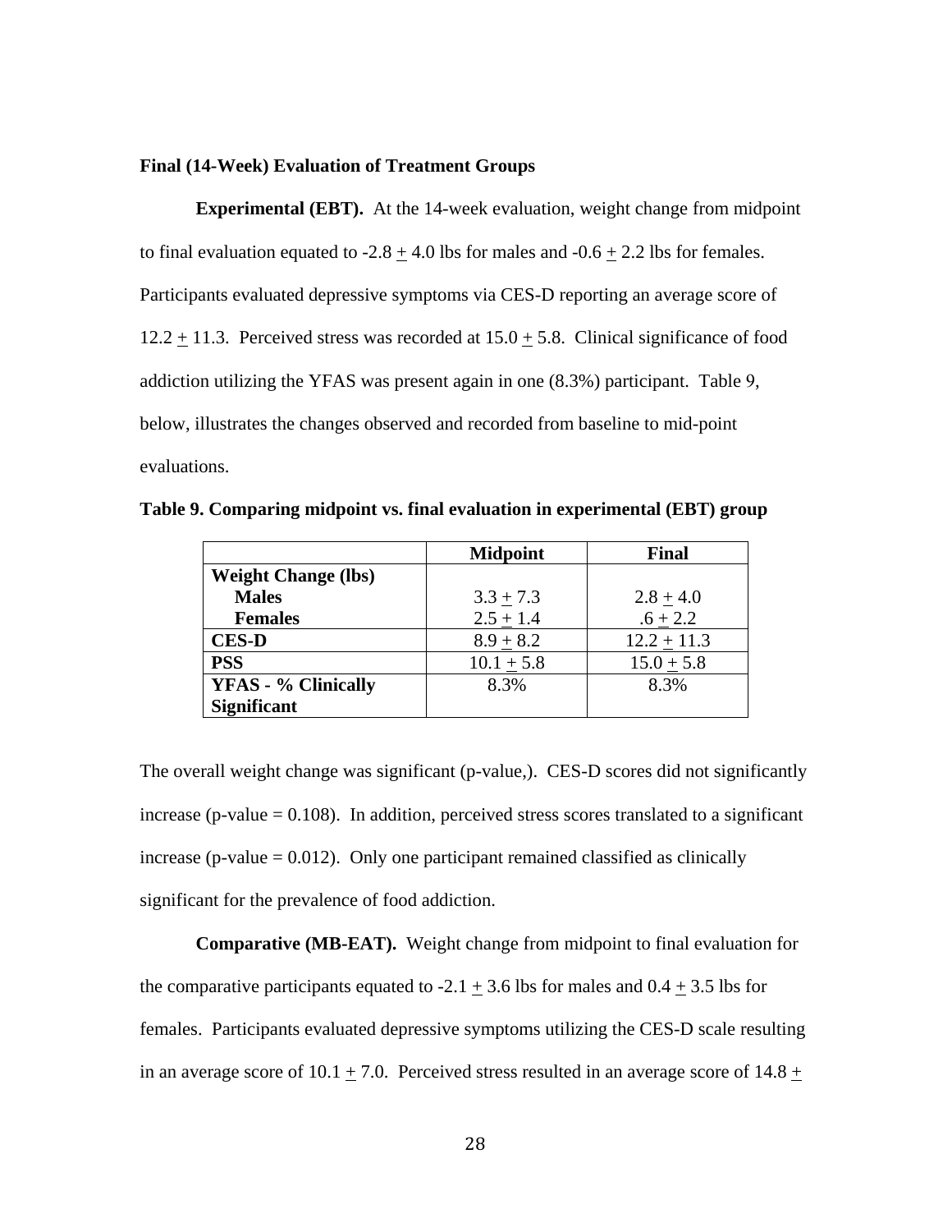### Final (14-Week) Evaluation of Treatment Groups

**Experimental (EBT).** At the 14-week evaluation, weight change from midpoint to final evaluation equated to -2.8 ± 4.0 lbs for males and -0.6 ± 2.2 lbs for females. Participants evaluated depressive symptoms via CES-D reporting an average score of 12.2 ± 11.3. Perceived stress was recorded at 15.0 ± 5.8. Clinical significance of food addiction utilizing the YFAS was present again in one (8.3%) participant. Table 9, below, illustrates the changes observed and recorded from baseline to mid-point evaluations.

**Table 9. Comparing midpoint vs. final evaluation in experimental (EBT) group**

| | Midpoint | Final |
|---|---|---|
| **Weight Change (lbs)** | | |
| **Males** | 3.3 ± 7.3 | 2.8 ± 4.0 |
| **Females** | 2.5 ± 1.4 | .6 ± 2.2 |
| **CES-D** | 8.9 ± 8.2 | 12.2 ± 11.3 |
| **PSS** | 10.1 ± 5.8 | 15.0 ± 5.8 |
| **YFAS - % Clinically Significant** | 8.3% | 8.3% |

The overall weight change was significant (p-value,). CES-D scores did not significantly increase (p-value = 0.108). In addition, perceived stress scores translated to a significant increase (p-value = 0.012). Only one participant remained classified as clinically significant for the prevalence of food addiction.

**Comparative (MB-EAT).** Weight change from midpoint to final evaluation for the comparative participants equated to -2.1 ± 3.6 lbs for males and 0.4 ± 3.5 lbs for females. Participants evaluated depressive symptoms utilizing the CES-D scale resulting in an average score of 10.1 ± 7.0. Perceived stress resulted in an average score of 14.8 ±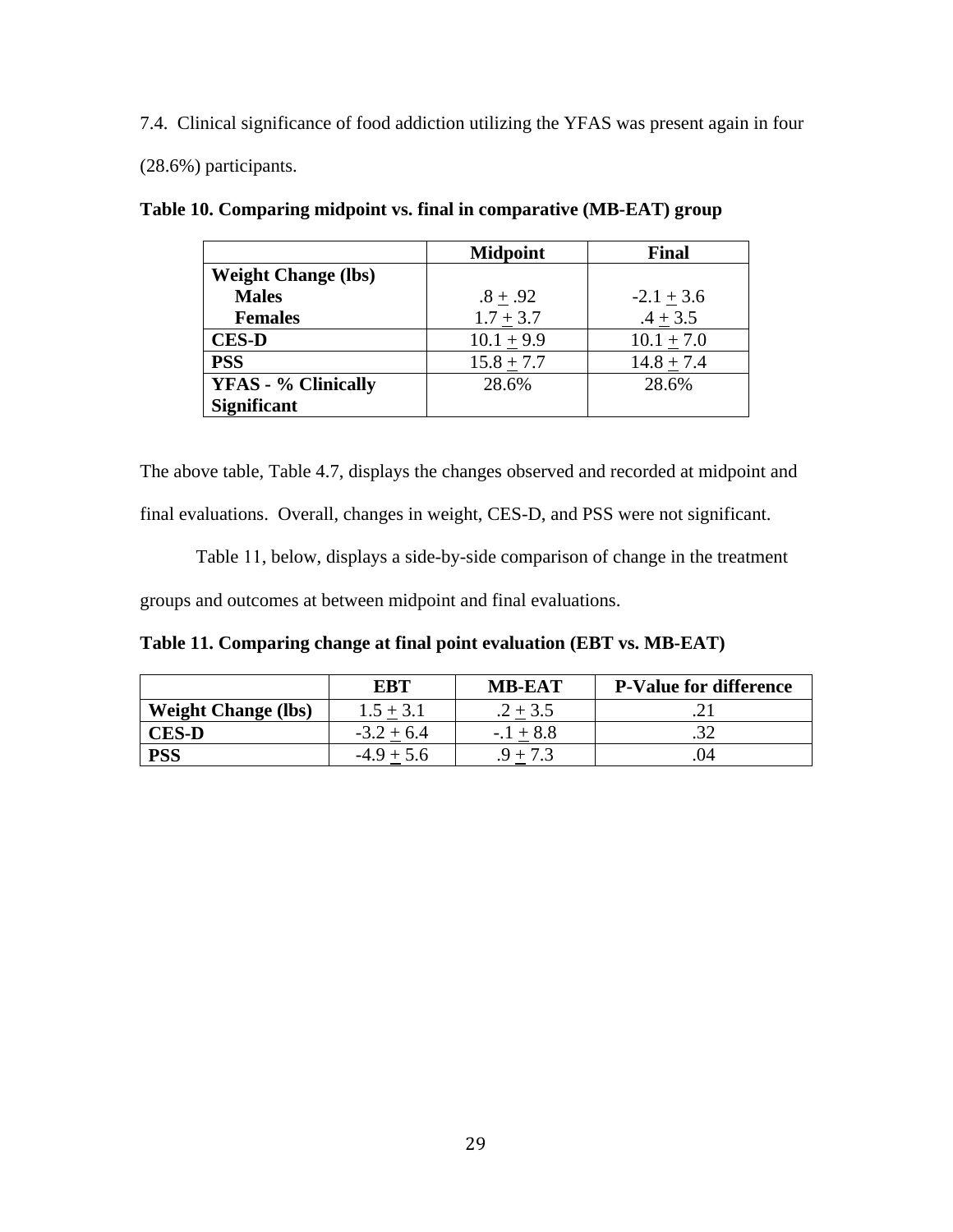7.4. Clinical significance of food addiction utilizing the YFAS was present again in four (28.6%) participants.

**Table 10. Comparing midpoint vs. final in comparative (MB-EAT) group**

| | Midpoint | Final |
|---|---|---|
| **Weight Change (lbs)** | | |
| **Males** | .8 ± .92 | -2.1 ± 3.6 |
| **Females** | 1.7 ± 3.7 | .4 ± 3.5 |
| **CES-D** | 10.1 ± 9.9 | 10.1 ± 7.0 |
| **PSS** | 15.8 ± 7.7 | 14.8 ± 7.4 |
| **YFAS - % Clinically Significant** | 28.6% | 28.6% |

The above table, Table 4.7, displays the changes observed and recorded at midpoint and final evaluations. Overall, changes in weight, CES-D, and PSS were not significant.

Table 11, below, displays a side-by-side comparison of change in the treatment groups and outcomes at between midpoint and final evaluations.

**Table 11. Comparing change at final point evaluation (EBT vs. MB-EAT)**

| | EBT | MB-EAT | P-Value for difference |
|---|---|---|---|
| **Weight Change (lbs)** | 1.5 ± 3.1 | .2 ± 3.5 | .21 |
| **CES-D** | -3.2 ± 6.4 | -.1 ± 8.8 | .32 |
| **PSS** | -4.9 ± 5.6 | .9 ± 7.3 | .04 |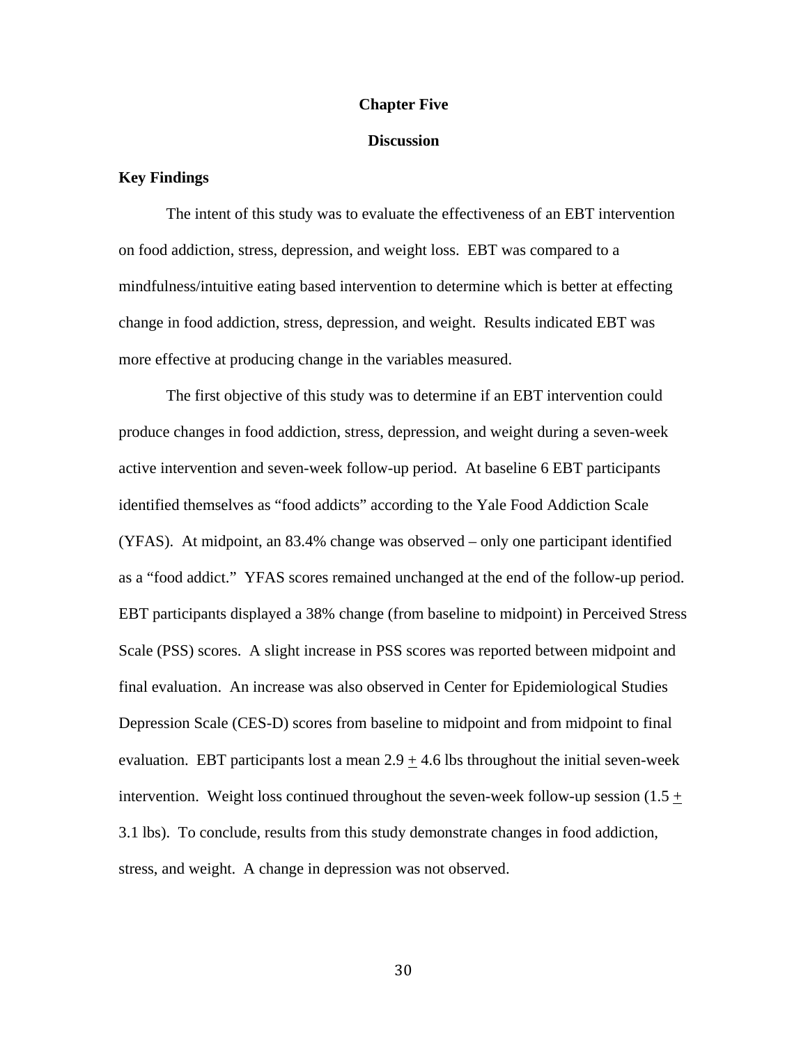# Chapter Five

## Discussion

### Key Findings

The intent of this study was to evaluate the effectiveness of an EBT intervention on food addiction, stress, depression, and weight loss. EBT was compared to a mindfulness/intuitive eating based intervention to determine which is better at effecting change in food addiction, stress, depression, and weight. Results indicated EBT was more effective at producing change in the variables measured.

The first objective of this study was to determine if an EBT intervention could produce changes in food addiction, stress, depression, and weight during a seven-week active intervention and seven-week follow-up period. At baseline 6 EBT participants identified themselves as "food addicts" according to the Yale Food Addiction Scale (YFAS). At midpoint, an 83.4% change was observed – only one participant identified as a "food addict." YFAS scores remained unchanged at the end of the follow-up period. EBT participants displayed a 38% change (from baseline to midpoint) in Perceived Stress Scale (PSS) scores. A slight increase in PSS scores was reported between midpoint and final evaluation. An increase was also observed in Center for Epidemiological Studies Depression Scale (CES-D) scores from baseline to midpoint and from midpoint to final evaluation. EBT participants lost a mean 2.9 $\pm$ 4.6 lbs throughout the initial seven-week intervention. Weight loss continued throughout the seven-week follow-up session (1.5 $\pm$ 3.1 lbs). To conclude, results from this study demonstrate changes in food addiction, stress, and weight. A change in depression was not observed.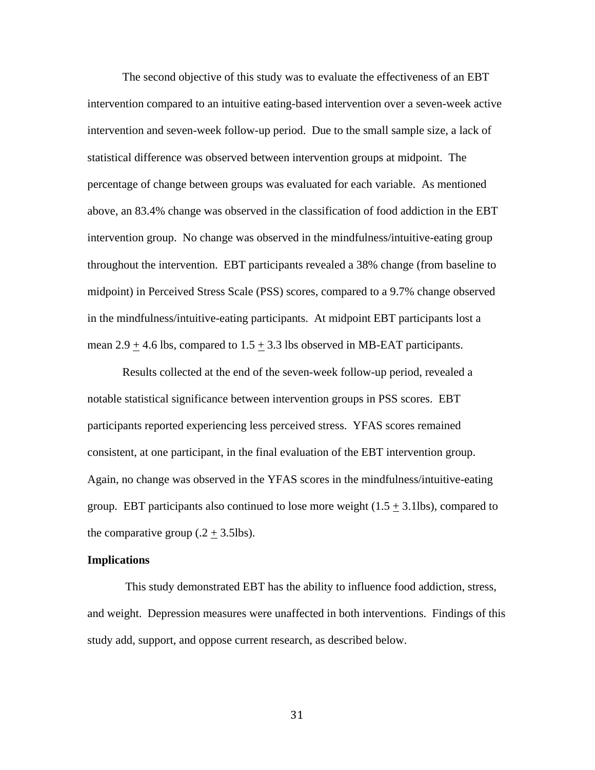The second objective of this study was to evaluate the effectiveness of an EBT intervention compared to an intuitive eating-based intervention over a seven-week active intervention and seven-week follow-up period. Due to the small sample size, a lack of statistical difference was observed between intervention groups at midpoint. The percentage of change between groups was evaluated for each variable. As mentioned above, an 83.4% change was observed in the classification of food addiction in the EBT intervention group. No change was observed in the mindfulness/intuitive-eating group throughout the intervention. EBT participants revealed a 38% change (from baseline to midpoint) in Perceived Stress Scale (PSS) scores, compared to a 9.7% change observed in the mindfulness/intuitive-eating participants. At midpoint EBT participants lost a mean 2.9 $\pm$ 4.6 lbs, compared to 1.5 $\pm$ 3.3 lbs observed in MB-EAT participants.

Results collected at the end of the seven-week follow-up period, revealed a notable statistical significance between intervention groups in PSS scores. EBT participants reported experiencing less perceived stress. YFAS scores remained consistent, at one participant, in the final evaluation of the EBT intervention group. Again, no change was observed in the YFAS scores in the mindfulness/intuitive-eating group. EBT participants also continued to lose more weight (1.5 $\pm$ 3.1lbs), compared to the comparative group (.2 $\pm$ 3.5lbs).

**Implications**

This study demonstrated EBT has the ability to influence food addiction, stress, and weight. Depression measures were unaffected in both interventions. Findings of this study add, support, and oppose current research, as described below.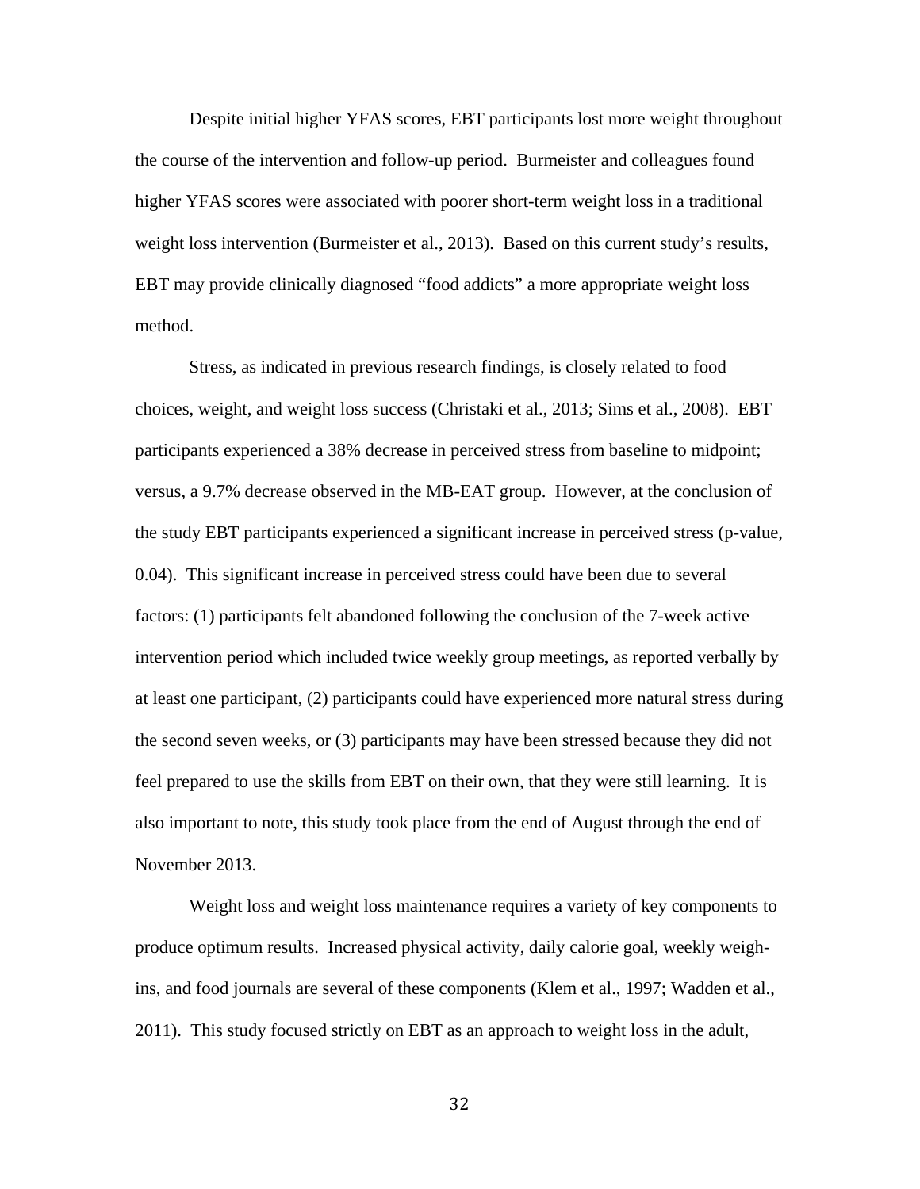Despite initial higher YFAS scores, EBT participants lost more weight throughout the course of the intervention and follow-up period. Burmeister and colleagues found higher YFAS scores were associated with poorer short-term weight loss in a traditional weight loss intervention (Burmeister et al., 2013). Based on this current study's results, EBT may provide clinically diagnosed "food addicts" a more appropriate weight loss method.

Stress, as indicated in previous research findings, is closely related to food choices, weight, and weight loss success (Christaki et al., 2013; Sims et al., 2008). EBT participants experienced a 38% decrease in perceived stress from baseline to midpoint; versus, a 9.7% decrease observed in the MB-EAT group. However, at the conclusion of the study EBT participants experienced a significant increase in perceived stress (p-value, 0.04). This significant increase in perceived stress could have been due to several factors: (1) participants felt abandoned following the conclusion of the 7-week active intervention period which included twice weekly group meetings, as reported verbally by at least one participant, (2) participants could have experienced more natural stress during the second seven weeks, or (3) participants may have been stressed because they did not feel prepared to use the skills from EBT on their own, that they were still learning. It is also important to note, this study took place from the end of August through the end of November 2013.

Weight loss and weight loss maintenance requires a variety of key components to produce optimum results. Increased physical activity, daily calorie goal, weekly weigh-ins, and food journals are several of these components (Klem et al., 1997; Wadden et al., 2011). This study focused strictly on EBT as an approach to weight loss in the adult,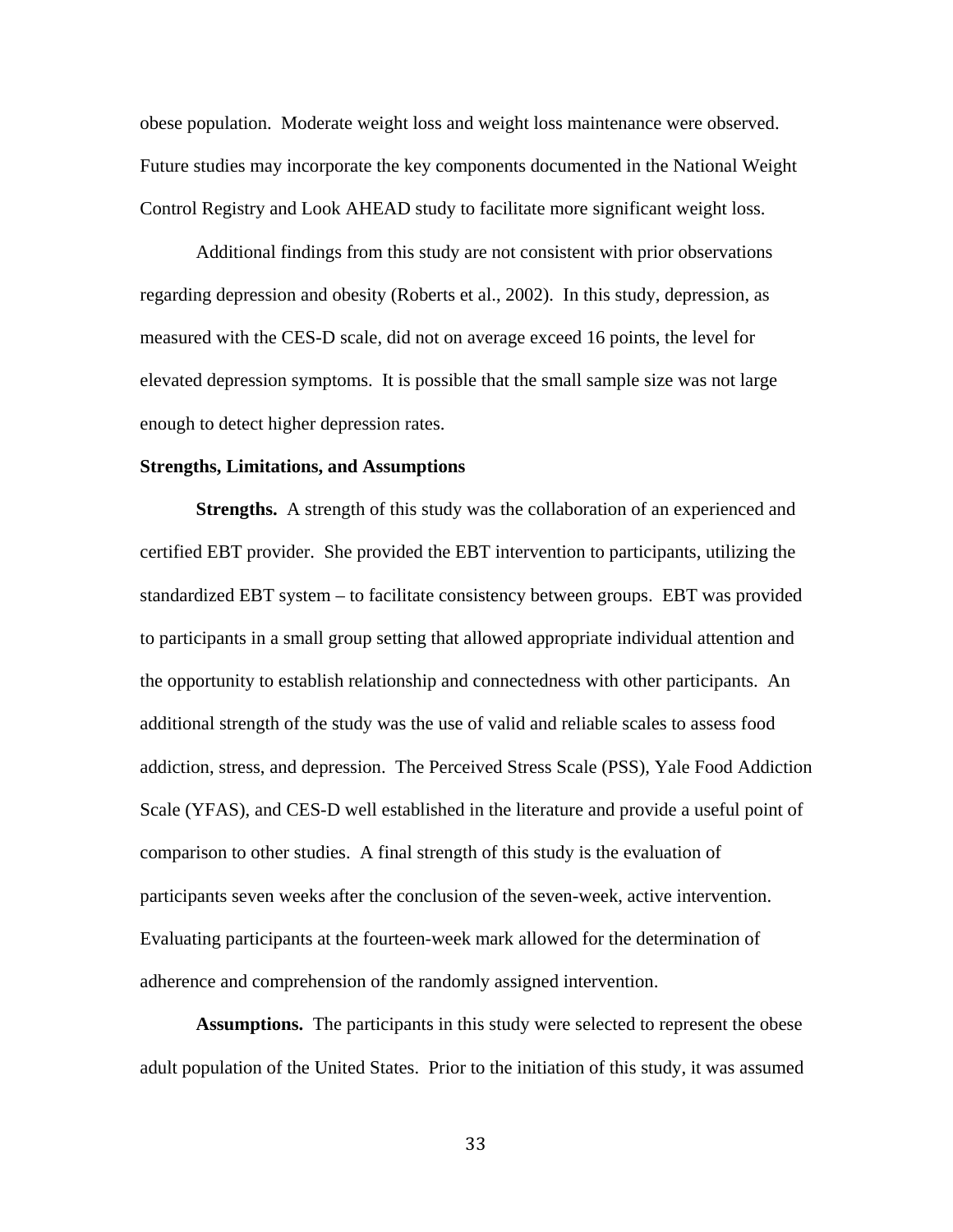obese population. Moderate weight loss and weight loss maintenance were observed. Future studies may incorporate the key components documented in the National Weight Control Registry and Look AHEAD study to facilitate more significant weight loss.

Additional findings from this study are not consistent with prior observations regarding depression and obesity (Roberts et al., 2002). In this study, depression, as measured with the CES-D scale, did not on average exceed 16 points, the level for elevated depression symptoms. It is possible that the small sample size was not large enough to detect higher depression rates.

### Strengths, Limitations, and Assumptions

**Strengths.** A strength of this study was the collaboration of an experienced and certified EBT provider. She provided the EBT intervention to participants, utilizing the standardized EBT system – to facilitate consistency between groups. EBT was provided to participants in a small group setting that allowed appropriate individual attention and the opportunity to establish relationship and connectedness with other participants. An additional strength of the study was the use of valid and reliable scales to assess food addiction, stress, and depression. The Perceived Stress Scale (PSS), Yale Food Addiction Scale (YFAS), and CES-D well established in the literature and provide a useful point of comparison to other studies. A final strength of this study is the evaluation of participants seven weeks after the conclusion of the seven-week, active intervention. Evaluating participants at the fourteen-week mark allowed for the determination of adherence and comprehension of the randomly assigned intervention.

**Assumptions.** The participants in this study were selected to represent the obese adult population of the United States. Prior to the initiation of this study, it was assumed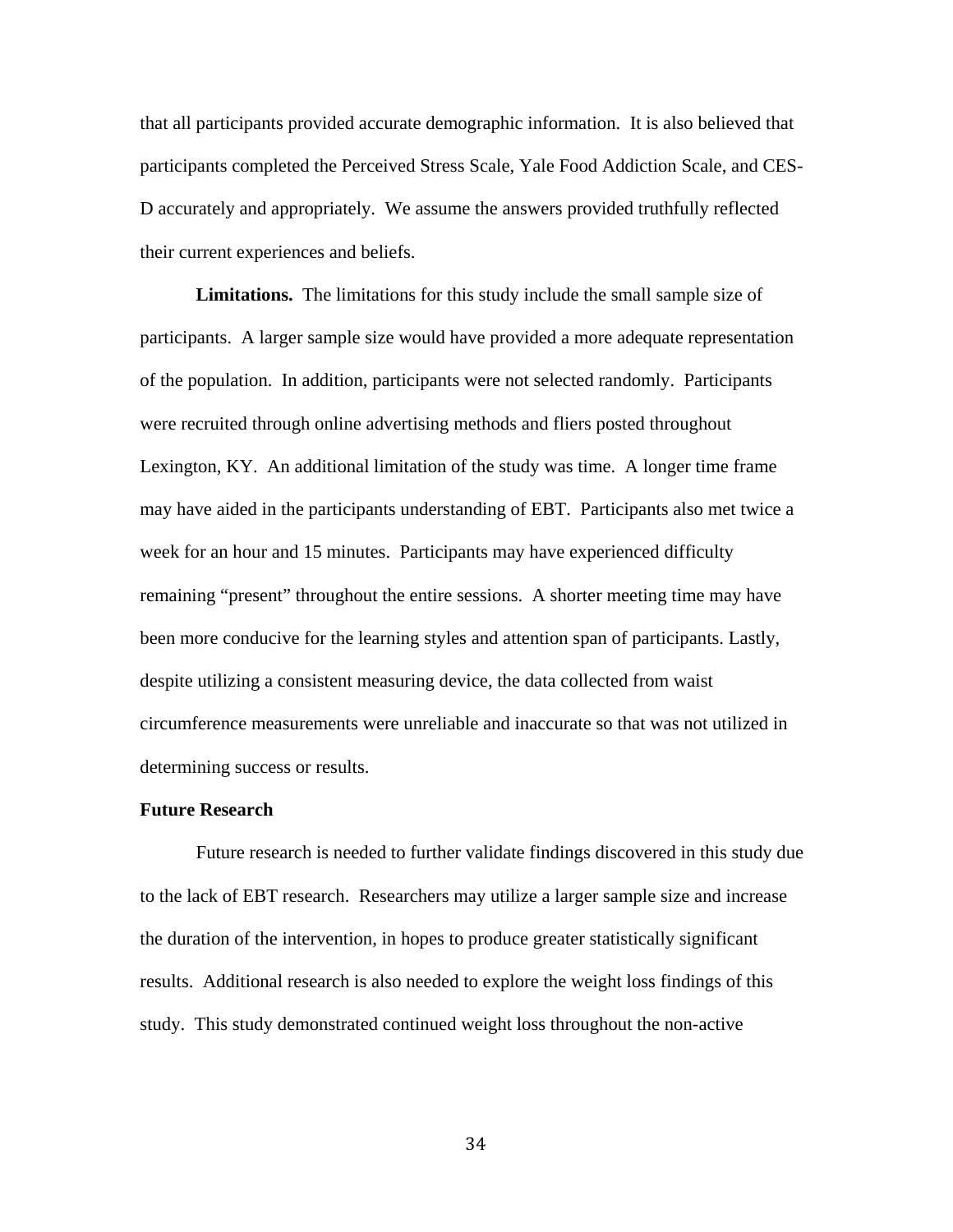that all participants provided accurate demographic information. It is also believed that participants completed the Perceived Stress Scale, Yale Food Addiction Scale, and CES-D accurately and appropriately. We assume the answers provided truthfully reflected their current experiences and beliefs.

**Limitations.** The limitations for this study include the small sample size of participants. A larger sample size would have provided a more adequate representation of the population. In addition, participants were not selected randomly. Participants were recruited through online advertising methods and fliers posted throughout Lexington, KY. An additional limitation of the study was time. A longer time frame may have aided in the participants understanding of EBT. Participants also met twice a week for an hour and 15 minutes. Participants may have experienced difficulty remaining "present" throughout the entire sessions. A shorter meeting time may have been more conducive for the learning styles and attention span of participants. Lastly, despite utilizing a consistent measuring device, the data collected from waist circumference measurements were unreliable and inaccurate so that was not utilized in determining success or results.

## Future Research

Future research is needed to further validate findings discovered in this study due to the lack of EBT research. Researchers may utilize a larger sample size and increase the duration of the intervention, in hopes to produce greater statistically significant results. Additional research is also needed to explore the weight loss findings of this study. This study demonstrated continued weight loss throughout the non-active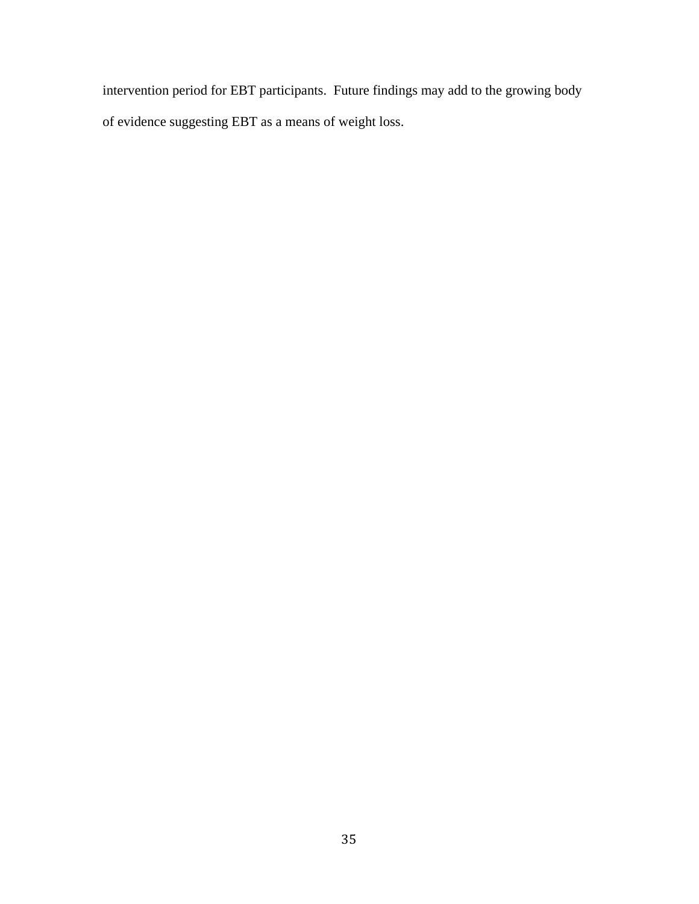intervention period for EBT participants.  Future findings may add to the growing body of evidence suggesting EBT as a means of weight loss.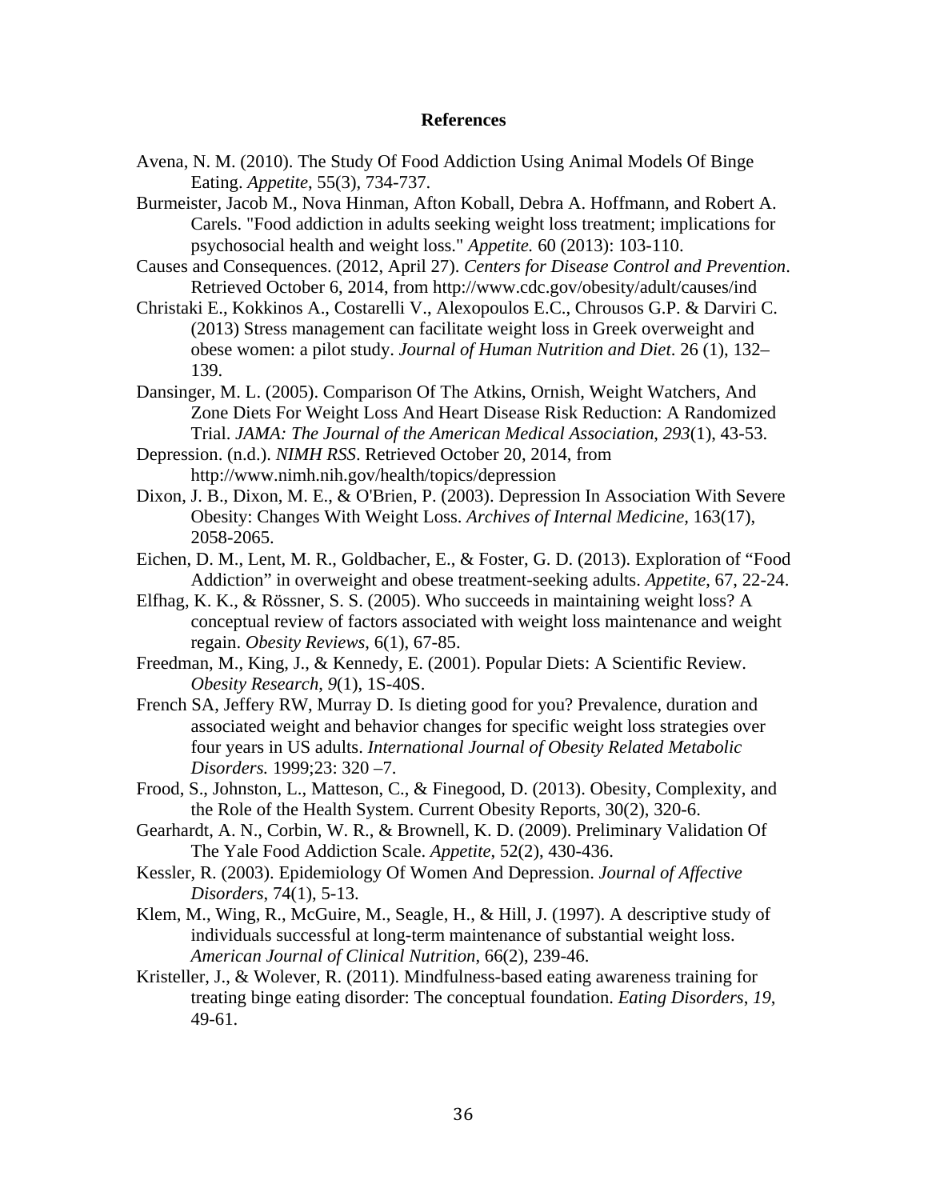# References

Avena, N. M. (2010). The Study Of Food Addiction Using Animal Models Of Binge Eating. *Appetite*, 55(3), 734-737.

Burmeister, Jacob M., Nova Hinman, Afton Koball, Debra A. Hoffmann, and Robert A. Carels. "Food addiction in adults seeking weight loss treatment; implications for psychosocial health and weight loss." *Appetite.* 60 (2013): 103-110.

Causes and Consequences. (2012, April 27). *Centers for Disease Control and Prevention*. Retrieved October 6, 2014, from http://www.cdc.gov/obesity/adult/causes/ind

Christaki E., Kokkinos A., Costarelli V., Alexopoulos E.C., Chrousos G.P. & Darviri C. (2013) Stress management can facilitate weight loss in Greek overweight and obese women: a pilot study. *Journal of Human Nutrition and Diet*. 26 (1), 132–139.

Dansinger, M. L. (2005). Comparison Of The Atkins, Ornish, Weight Watchers, And Zone Diets For Weight Loss And Heart Disease Risk Reduction: A Randomized Trial. *JAMA: The Journal of the American Medical Association*, *293*(1), 43-53.

Depression. (n.d.). *NIMH RSS*. Retrieved October 20, 2014, from http://www.nimh.nih.gov/health/topics/depression

Dixon, J. B., Dixon, M. E., & O'Brien, P. (2003). Depression In Association With Severe Obesity: Changes With Weight Loss. *Archives of Internal Medicine*, 163(17), 2058-2065.

Eichen, D. M., Lent, M. R., Goldbacher, E., & Foster, G. D. (2013). Exploration of "Food Addiction" in overweight and obese treatment-seeking adults. *Appetite*, 67, 22-24.

Elfhag, K. K., & Rössner, S. S. (2005). Who succeeds in maintaining weight loss? A conceptual review of factors associated with weight loss maintenance and weight regain. *Obesity Reviews*, 6(1), 67-85.

Freedman, M., King, J., & Kennedy, E. (2001). Popular Diets: A Scientific Review. *Obesity Research*, *9*(1), 1S-40S.

French SA, Jeffery RW, Murray D. Is dieting good for you? Prevalence, duration and associated weight and behavior changes for specific weight loss strategies over four years in US adults. *International Journal of Obesity Related Metabolic Disorders.* 1999;23: 320 –7.

Frood, S., Johnston, L., Matteson, C., & Finegood, D. (2013). Obesity, Complexity, and the Role of the Health System. Current Obesity Reports, 30(2), 320-6.

Gearhardt, A. N., Corbin, W. R., & Brownell, K. D. (2009). Preliminary Validation Of The Yale Food Addiction Scale. *Appetite*, 52(2), 430-436.

Kessler, R. (2003). Epidemiology Of Women And Depression. *Journal of Affective Disorders*, 74(1), 5-13.

Klem, M., Wing, R., McGuire, M., Seagle, H., & Hill, J. (1997). A descriptive study of individuals successful at long-term maintenance of substantial weight loss. *American Journal of Clinical Nutrition*, 66(2), 239-46.

Kristeller, J., & Wolever, R. (2011). Mindfulness-based eating awareness training for treating binge eating disorder: The conceptual foundation. *Eating Disorders*, *19*, 49-61.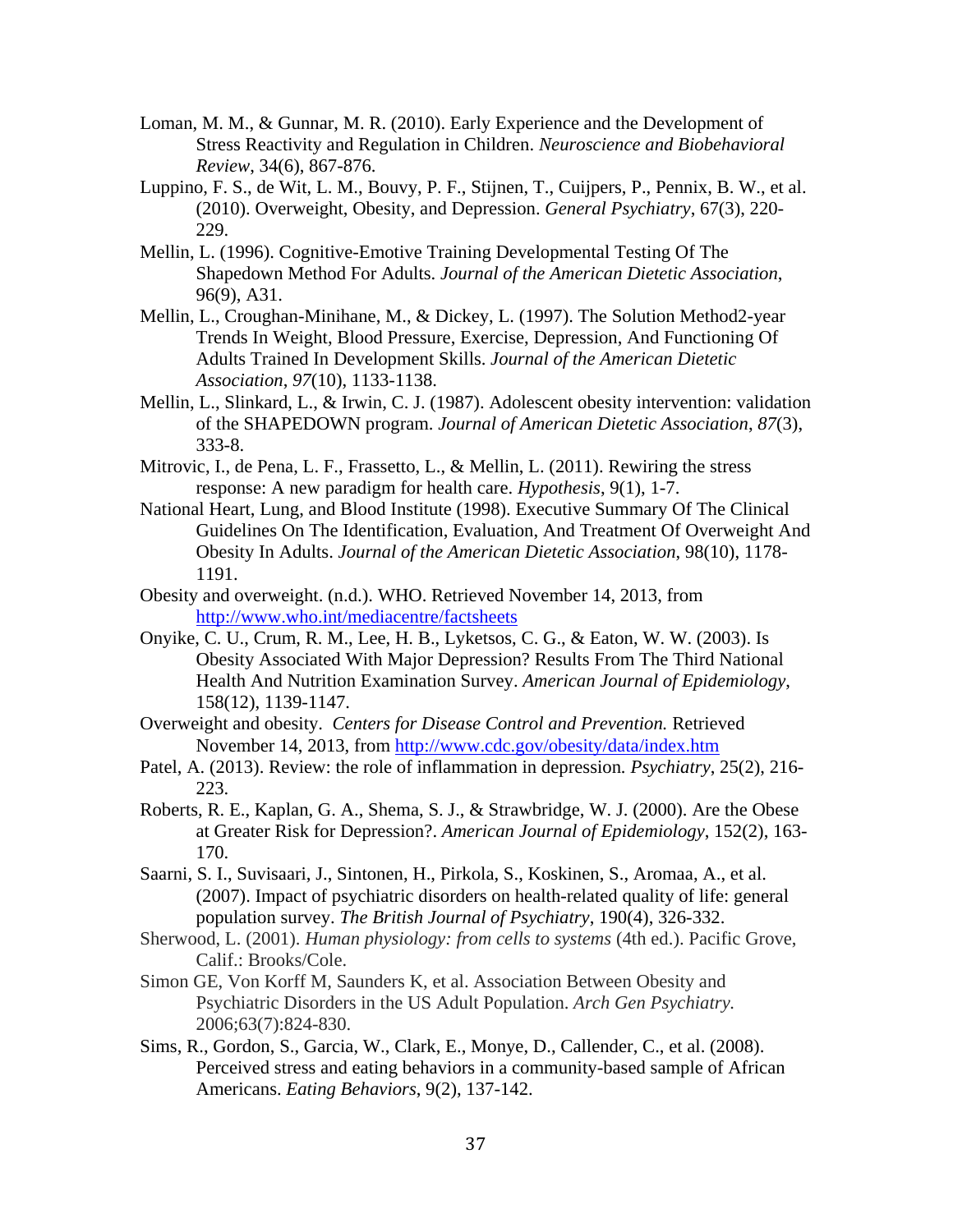Loman, M. M., & Gunnar, M. R. (2010). Early Experience and the Development of Stress Reactivity and Regulation in Children. *Neuroscience and Biobehavioral Review*, 34(6), 867-876.

Luppino, F. S., de Wit, L. M., Bouvy, P. F., Stijnen, T., Cuijpers, P., Pennix, B. W., et al. (2010). Overweight, Obesity, and Depression. *General Psychiatry*, 67(3), 220-229.

Mellin, L. (1996). Cognitive-Emotive Training Developmental Testing Of The Shapedown Method For Adults. *Journal of the American Dietetic Association*, 96(9), A31.

Mellin, L., Croughan-Minihane, M., & Dickey, L. (1997). The Solution Method2-year Trends In Weight, Blood Pressure, Exercise, Depression, And Functioning Of Adults Trained In Development Skills. *Journal of the American Dietetic Association*, *97*(10), 1133-1138.

Mellin, L., Slinkard, L., & Irwin, C. J. (1987). Adolescent obesity intervention: validation of the SHAPEDOWN program. *Journal of American Dietetic Association*, *87*(3), 333-8.

Mitrovic, I., de Pena, L. F., Frassetto, L., & Mellin, L. (2011). Rewiring the stress response: A new paradigm for health care. *Hypothesis*, 9(1), 1-7.

National Heart, Lung, and Blood Institute (1998). Executive Summary Of The Clinical Guidelines On The Identification, Evaluation, And Treatment Of Overweight And Obesity In Adults. *Journal of the American Dietetic Association*, 98(10), 1178-1191.

Obesity and overweight. (n.d.). WHO. Retrieved November 14, 2013, from http://www.who.int/mediacentre/factsheets

Onyike, C. U., Crum, R. M., Lee, H. B., Lyketsos, C. G., & Eaton, W. W. (2003). Is Obesity Associated With Major Depression? Results From The Third National Health And Nutrition Examination Survey. *American Journal of Epidemiology*, 158(12), 1139-1147.

Overweight and obesity. *Centers for Disease Control and Prevention.* Retrieved November 14, 2013, from http://www.cdc.gov/obesity/data/index.htm

Patel, A. (2013). Review: the role of inflammation in depression. *Psychiatry*, 25(2), 216-223.

Roberts, R. E., Kaplan, G. A., Shema, S. J., & Strawbridge, W. J. (2000). Are the Obese at Greater Risk for Depression?. *American Journal of Epidemiology*, 152(2), 163-170.

Saarni, S. I., Suvisaari, J., Sintonen, H., Pirkola, S., Koskinen, S., Aromaa, A., et al. (2007). Impact of psychiatric disorders on health-related quality of life: general population survey. *The British Journal of Psychiatry*, 190(4), 326-332.

Sherwood, L. (2001). *Human physiology: from cells to systems* (4th ed.). Pacific Grove, Calif.: Brooks/Cole.

Simon GE, Von Korff M, Saunders K, et al. Association Between Obesity and Psychiatric Disorders in the US Adult Population. *Arch Gen Psychiatry.* 2006;63(7):824-830.

Sims, R., Gordon, S., Garcia, W., Clark, E., Monye, D., Callender, C., et al. (2008). Perceived stress and eating behaviors in a community-based sample of African Americans. *Eating Behaviors*, 9(2), 137-142.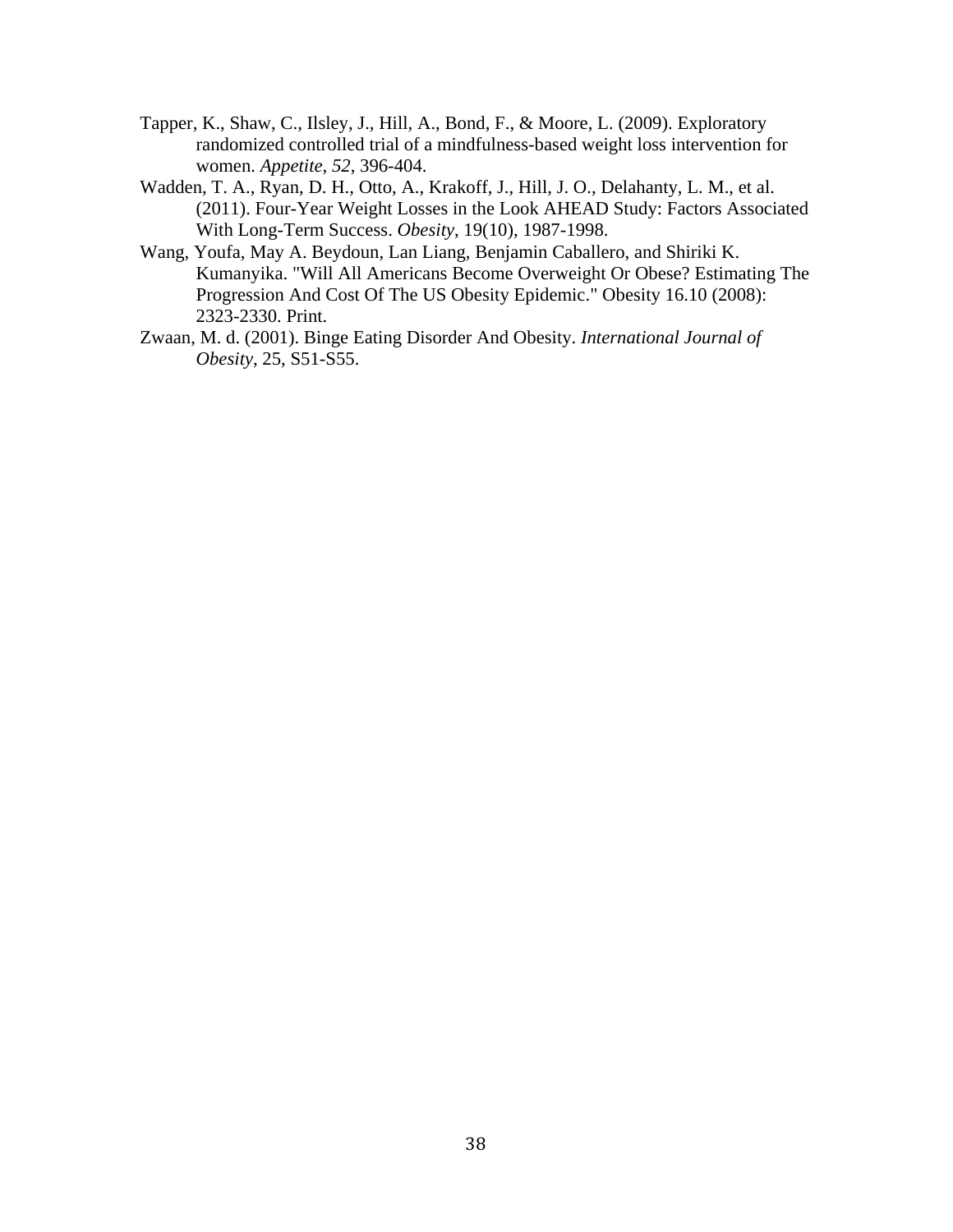Tapper, K., Shaw, C., Ilsley, J., Hill, A., Bond, F., & Moore, L. (2009). Exploratory randomized controlled trial of a mindfulness-based weight loss intervention for women. *Appetite*, *52*, 396-404.

Wadden, T. A., Ryan, D. H., Otto, A., Krakoff, J., Hill, J. O., Delahanty, L. M., et al. (2011). Four-Year Weight Losses in the Look AHEAD Study: Factors Associated With Long-Term Success. *Obesity*, 19(10), 1987-1998.

Wang, Youfa, May A. Beydoun, Lan Liang, Benjamin Caballero, and Shiriki K. Kumanyika. "Will All Americans Become Overweight Or Obese? Estimating The Progression And Cost Of The US Obesity Epidemic." Obesity 16.10 (2008): 2323-2330. Print.

Zwaan, M. d. (2001). Binge Eating Disorder And Obesity. *International Journal of Obesity*, 25, S51-S55.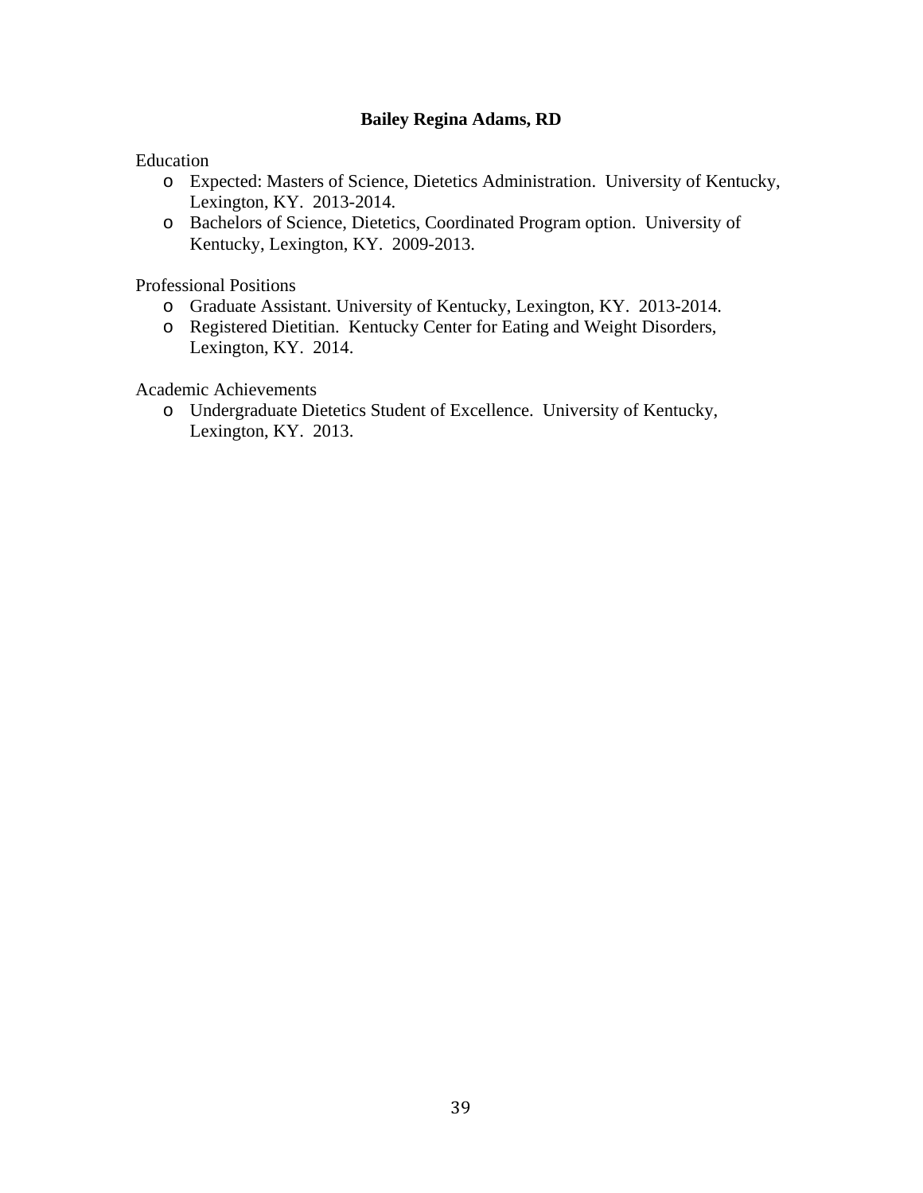**Bailey Regina Adams, RD**

Education

- Expected: Masters of Science, Dietetics Administration. University of Kentucky, Lexington, KY. 2013-2014.
- Bachelors of Science, Dietetics, Coordinated Program option. University of Kentucky, Lexington, KY. 2009-2013.

Professional Positions

- Graduate Assistant. University of Kentucky, Lexington, KY. 2013-2014.
- Registered Dietitian. Kentucky Center for Eating and Weight Disorders, Lexington, KY. 2014.

Academic Achievements

- Undergraduate Dietetics Student of Excellence. University of Kentucky, Lexington, KY. 2013.